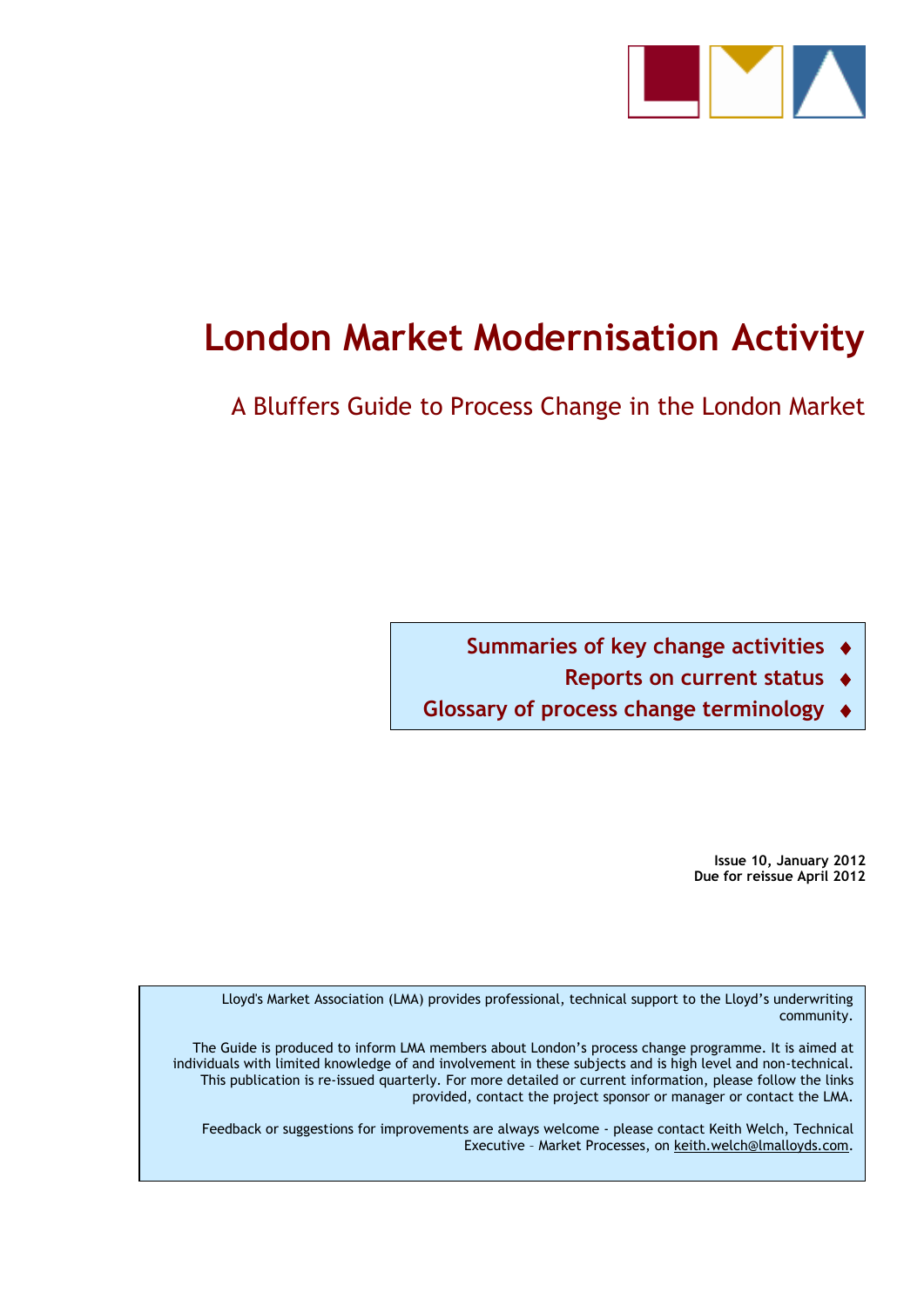# London Market Modernisation Activity

## A Bluffers Guide to Process Change in the London Market

**Summaries of key change activities** ♦
**Reports on current status** ♦
**Glossary of process change terminology** ♦

**Issue 10, January 2012**
**Due for reissue April 2012**

Lloyd's Market Association (LMA) provides professional, technical support to the Lloyd's underwriting community.

The Guide is produced to inform LMA members about London's process change programme. It is aimed at individuals with limited knowledge of and involvement in these subjects and is high level and non-technical. This publication is re-issued quarterly. For more detailed or current information, please follow the links provided, contact the project sponsor or manager or contact the LMA.

Feedback or suggestions for improvements are always welcome - please contact Keith Welch, Technical Executive – Market Processes, on keith.welch@lmalloyds.com.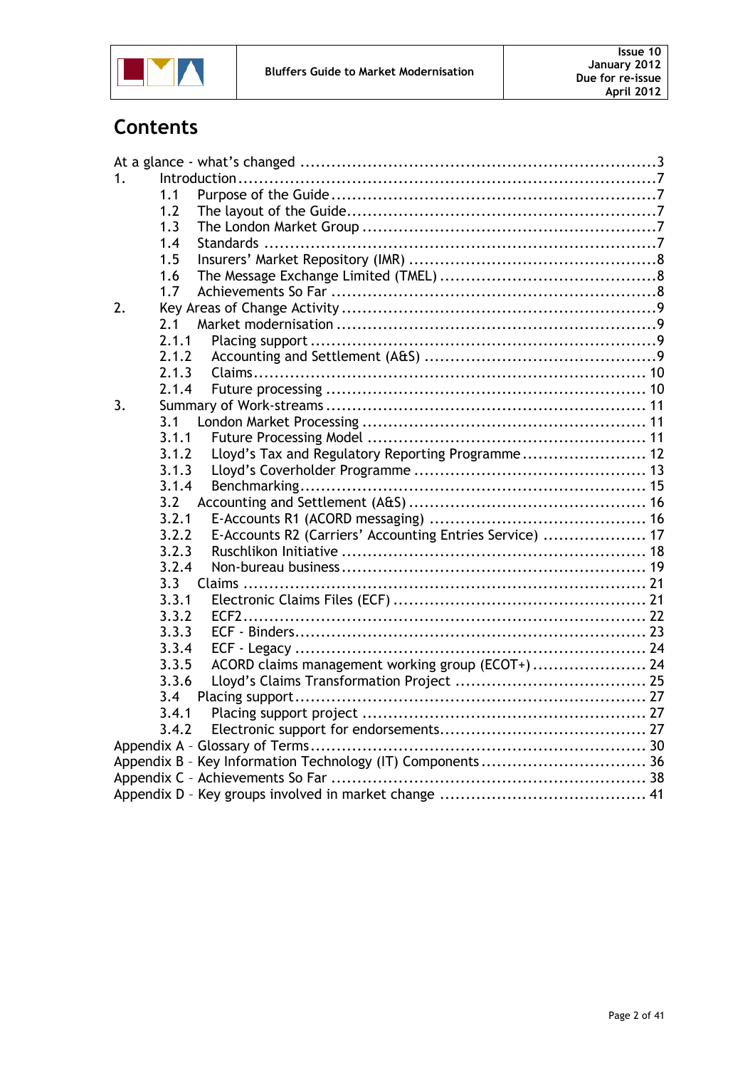# Contents

- At a glance - what's changed ... 3
- 1. Introduction ... 7
  - 1.1 Purpose of the Guide ... 7
  - 1.2 The layout of the Guide ... 7
  - 1.3 The London Market Group ... 7
  - 1.4 Standards ... 7
  - 1.5 Insurers' Market Repository (IMR) ... 8
  - 1.6 The Message Exchange Limited (TMEL) ... 8
  - 1.7 Achievements So Far ... 8
- 2. Key Areas of Change Activity ... 9
  - 2.1 Market modernisation ... 9
  - 2.1.1 Placing support ... 9
  - 2.1.2 Accounting and Settlement (A&S) ... 9
  - 2.1.3 Claims ... 10
  - 2.1.4 Future processing ... 10
- 3. Summary of Work-streams ... 11
  - 3.1 London Market Processing ... 11
  - 3.1.1 Future Processing Model ... 11
  - 3.1.2 Lloyd's Tax and Regulatory Reporting Programme ... 12
  - 3.1.3 Lloyd's Coverholder Programme ... 13
  - 3.1.4 Benchmarking ... 15
  - 3.2 Accounting and Settlement (A&S) ... 16
  - 3.2.1 E-Accounts R1 (ACORD messaging) ... 16
  - 3.2.2 E-Accounts R2 (Carriers' Accounting Entries Service) ... 17
  - 3.2.3 Ruschlikon Initiative ... 18
  - 3.2.4 Non-bureau business ... 19
  - 3.3 Claims ... 21
  - 3.3.1 Electronic Claims Files (ECF) ... 21
  - 3.3.2 ECF2 ... 22
  - 3.3.3 ECF - Binders ... 23
  - 3.3.4 ECF - Legacy ... 24
  - 3.3.5 ACORD claims management working group (ECOT+) ... 24
  - 3.3.6 Lloyd's Claims Transformation Project ... 25
  - 3.4 Placing support ... 27
  - 3.4.1 Placing support project ... 27
  - 3.4.2 Electronic support for endorsements ... 27
- Appendix A – Glossary of Terms ... 30
- Appendix B – Key Information Technology (IT) Components ... 36
- Appendix C – Achievements So Far ... 38
- Appendix D – Key groups involved in market change ... 41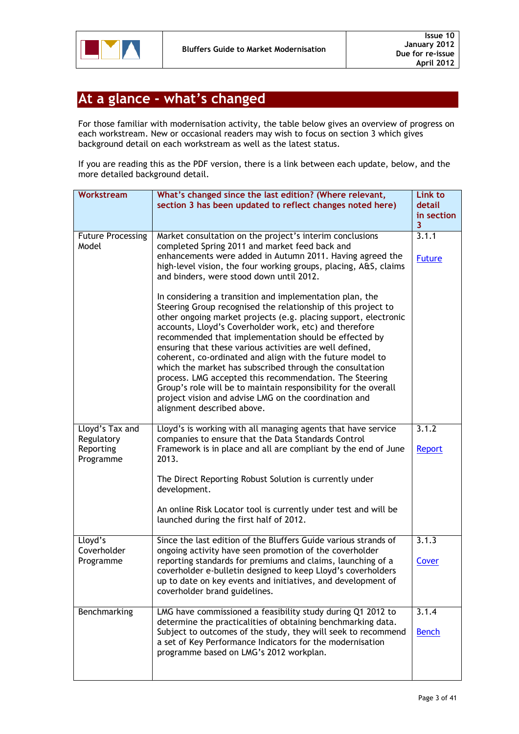# At a glance - what's changed

For those familiar with modernisation activity, the table below gives an overview of progress on each workstream. New or occasional readers may wish to focus on section 3 which gives background detail on each workstream as well as the latest status.

If you are reading this as the PDF version, there is a link between each update, below, and the more detailed background detail.

| Workstream | What's changed since the last edition? (Where relevant, section 3 has been updated to reflect changes noted here) | Link to detail in section 3 |
|---|---|---|
| Future Processing Model | Market consultation on the project's interim conclusions completed Spring 2011 and market feed back and enhancements were added in Autumn 2011. Having agreed the high-level vision, the four working groups, placing, A&S, claims and binders, were stood down until 2012.<br><br>In considering a transition and implementation plan, the Steering Group recognised the relationship of this project to other ongoing market projects (e.g. placing support, electronic accounts, Lloyd's Coverholder work, etc) and therefore recommended that implementation should be effected by ensuring that these various activities are well defined, coherent, co-ordinated and align with the future model to which the market has subscribed through the consultation process. LMG accepted this recommendation. The Steering Group's role will be to maintain responsibility for the overall project vision and advise LMG on the coordination and alignment described above. | 3.1.1<br><br>Future |
| Lloyd's Tax and Regulatory Reporting Programme | Lloyd's is working with all managing agents that have service companies to ensure that the Data Standards Control Framework is in place and all are compliant by the end of June 2013.<br><br>The Direct Reporting Robust Solution is currently under development.<br><br>An online Risk Locator tool is currently under test and will be launched during the first half of 2012. | 3.1.2<br><br>Report |
| Lloyd's Coverholder Programme | Since the last edition of the Bluffers Guide various strands of ongoing activity have seen promotion of the coverholder reporting standards for premiums and claims, launching of a coverholder e-bulletin designed to keep Lloyd's coverholders up to date on key events and initiatives, and development of coverholder brand guidelines. | 3.1.3<br><br>Cover |
| Benchmarking | LMG have commissioned a feasibility study during Q1 2012 to determine the practicalities of obtaining benchmarking data. Subject to outcomes of the study, they will seek to recommend a set of Key Performance Indicators for the modernisation programme based on LMG's 2012 workplan. | 3.1.4<br><br>Bench |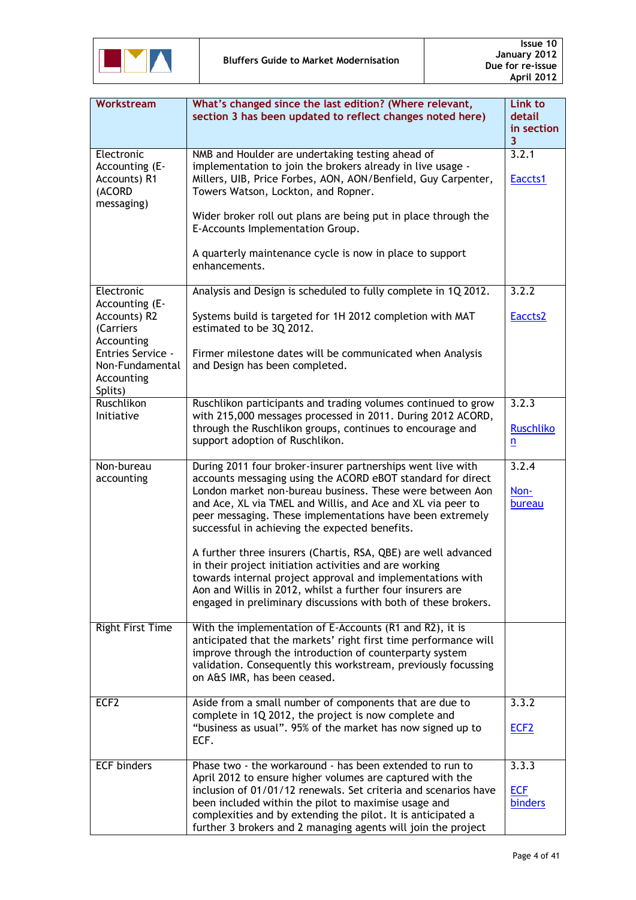| Workstream | What's changed since the last edition? (Where relevant, section 3 has been updated to reflect changes noted here) | Link to detail in section 3 |
|---|---|---|
| Electronic Accounting (E-Accounts) R1 (ACORD messaging) | NMB and Houlder are undertaking testing ahead of implementation to join the brokers already in live usage - Millers, UIB, Price Forbes, AON, AON/Benfield, Guy Carpenter, Towers Watson, Lockton, and Ropner.<br><br>Wider broker roll out plans are being put in place through the E-Accounts Implementation Group.<br><br>A quarterly maintenance cycle is now in place to support enhancements. | 3.2.1<br><br>Eaccts1 |
| Electronic Accounting (E-Accounts) R2 (Carriers Accounting Entries Service - Non-Fundamental Accounting Splits) | Analysis and Design is scheduled to fully complete in 1Q 2012.<br><br>Systems build is targeted for 1H 2012 completion with MAT estimated to be 3Q 2012.<br><br>Firmer milestone dates will be communicated when Analysis and Design has been completed. | 3.2.2<br><br>Eaccts2 |
| Ruschlikon Initiative | Ruschlikon participants and trading volumes continued to grow with 215,000 messages processed in 2011. During 2012 ACORD, through the Ruschlikon groups, continues to encourage and support adoption of Ruschlikon. | 3.2.3<br><br>Ruschlikon |
| Non-bureau accounting | During 2011 four broker-insurer partnerships went live with accounts messaging using the ACORD eBOT standard for direct London market non-bureau business. These were between Aon and Ace, XL via TMEL and Willis, and Ace and XL via peer to peer messaging. These implementations have been extremely successful in achieving the expected benefits.<br><br>A further three insurers (Chartis, RSA, QBE) are well advanced in their project initiation activities and are working towards internal project approval and implementations with Aon and Willis in 2012, whilst a further four insurers are engaged in preliminary discussions with both of these brokers. | 3.2.4<br><br>Non-bureau |
| Right First Time | With the implementation of E-Accounts (R1 and R2), it is anticipated that the markets' right first time performance will improve through the introduction of counterparty system validation. Consequently this workstream, previously focussing on A&S IMR, has been ceased. | |
| ECF2 | Aside from a small number of components that are due to complete in 1Q 2012, the project is now complete and "business as usual". 95% of the market has now signed up to ECF. | 3.3.2<br><br>ECF2 |
| ECF binders | Phase two - the workaround - has been extended to run to April 2012 to ensure higher volumes are captured with the inclusion of 01/01/12 renewals. Set criteria and scenarios have been included within the pilot to maximise usage and complexities and by extending the pilot. It is anticipated a further 3 brokers and 2 managing agents will join the project | 3.3.3<br><br>ECF binders |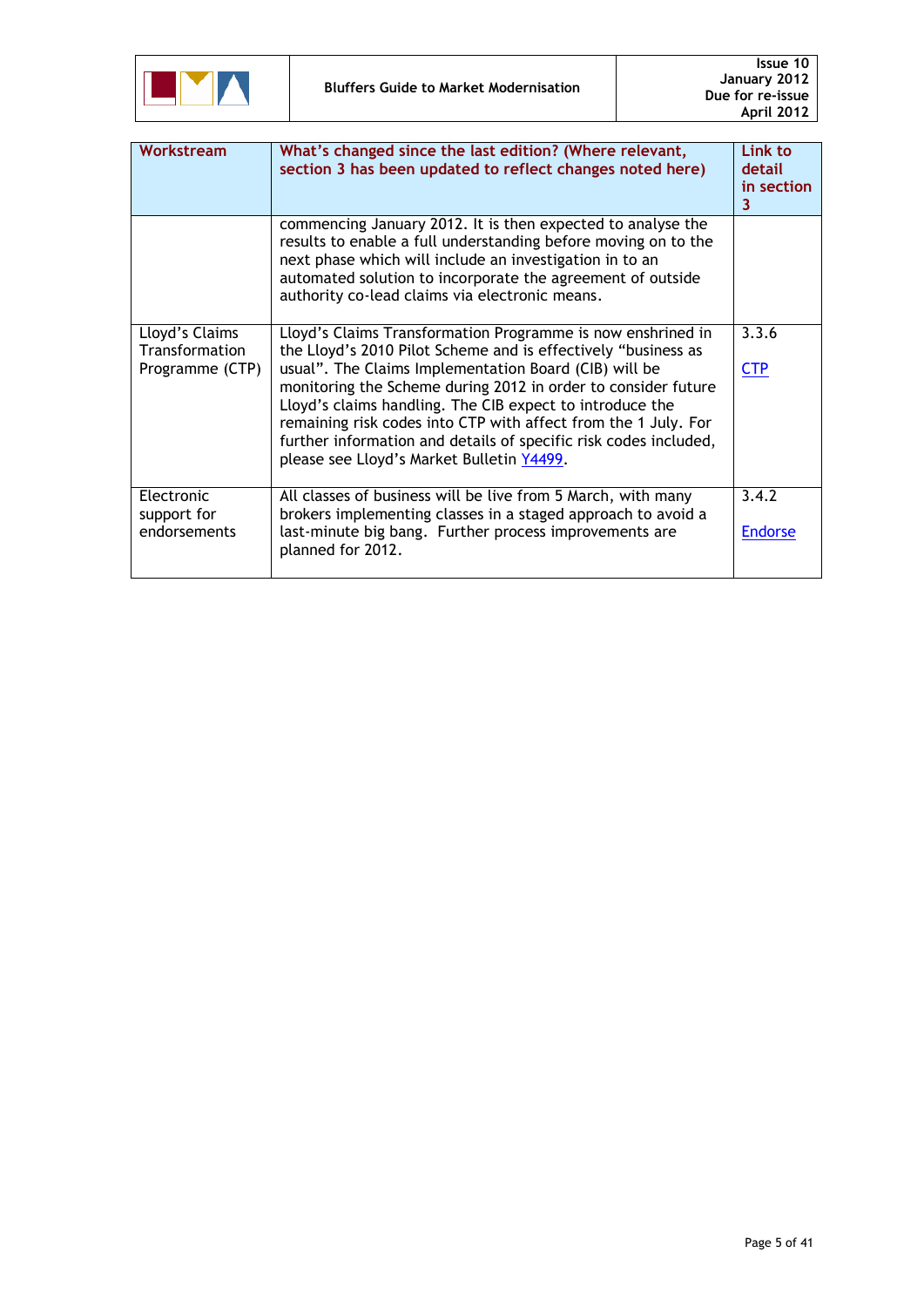| Workstream | What's changed since the last edition? (Where relevant, section 3 has been updated to reflect changes noted here) | Link to detail in section 3 |
|---|---|---|
| | commencing January 2012. It is then expected to analyse the results to enable a full understanding before moving on to the next phase which will include an investigation in to an automated solution to incorporate the agreement of outside authority co-lead claims via electronic means. | |
| Lloyd's Claims Transformation Programme (CTP) | Lloyd's Claims Transformation Programme is now enshrined in the Lloyd's 2010 Pilot Scheme and is effectively "business as usual". The Claims Implementation Board (CIB) will be monitoring the Scheme during 2012 in order to consider future Lloyd's claims handling. The CIB expect to introduce the remaining risk codes into CTP with affect from the 1 July. For further information and details of specific risk codes included, please see Lloyd's Market Bulletin Y4499. | 3.3.6 CTP |
| Electronic support for endorsements | All classes of business will be live from 5 March, with many brokers implementing classes in a staged approach to avoid a last-minute big bang. Further process improvements are planned for 2012. | 3.4.2 Endorse |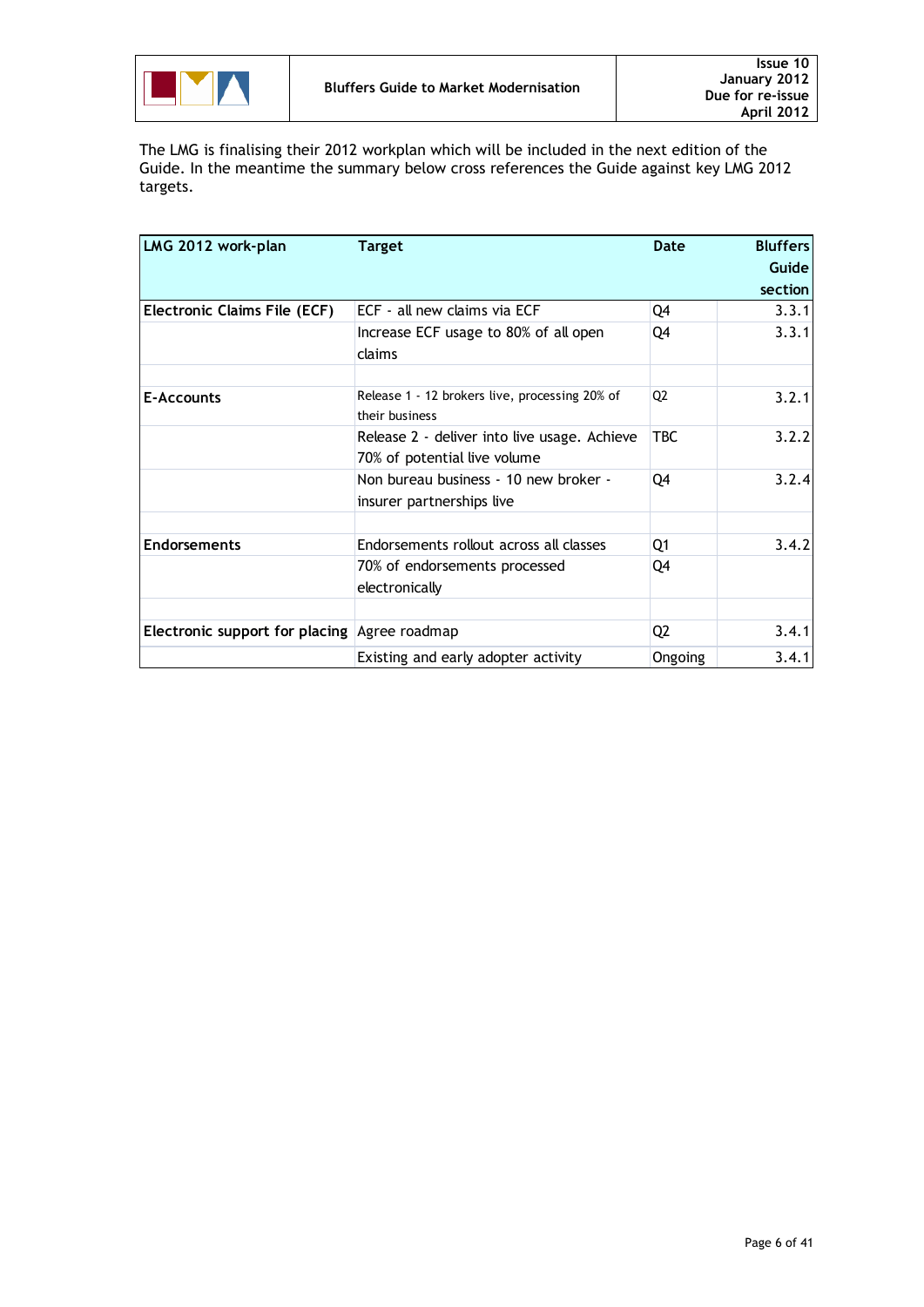The LMG is finalising their 2012 workplan which will be included in the next edition of the Guide. In the meantime the summary below cross references the Guide against key LMG 2012 targets.

| LMG 2012 work-plan | Target | Date | Bluffers Guide section |
|---|---|---|---|
| **Electronic Claims File (ECF)** | ECF - all new claims via ECF | Q4 | 3.3.1 |
| | Increase ECF usage to 80% of all open claims | Q4 | 3.3.1 |
| | | | |
| **E-Accounts** | Release 1 - 12 brokers live, processing 20% of their business | Q2 | 3.2.1 |
| | Release 2 - deliver into live usage. Achieve 70% of potential live volume | TBC | 3.2.2 |
| | Non bureau business - 10 new broker - insurer partnerships live | Q4 | 3.2.4 |
| | | | |
| **Endorsements** | Endorsements rollout across all classes | Q1 | 3.4.2 |
| | 70% of endorsements processed electronically | Q4 | |
| | | | |
| **Electronic support for placing** | Agree roadmap | Q2 | 3.4.1 |
| | Existing and early adopter activity | Ongoing | 3.4.1 |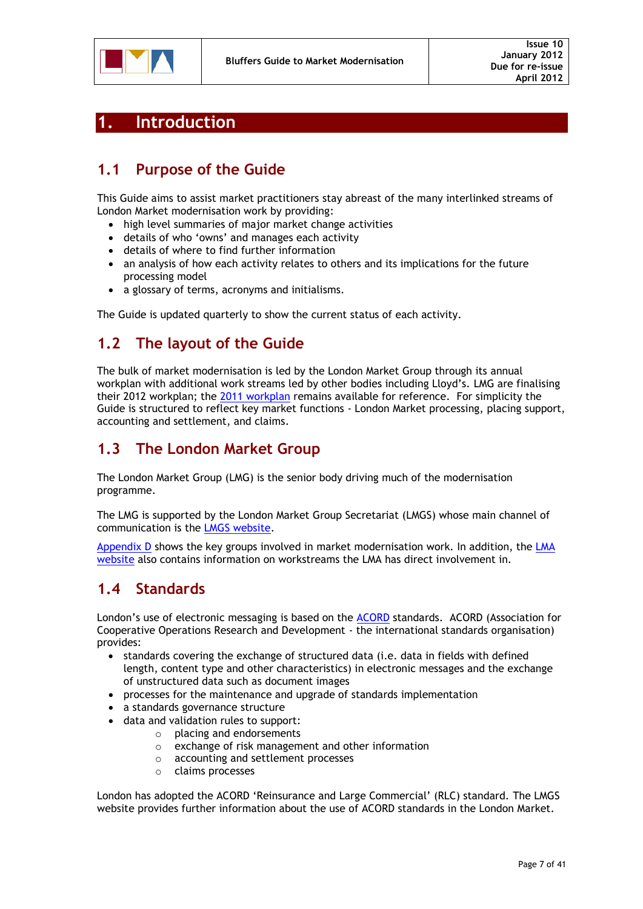# 1. Introduction

## 1.1 Purpose of the Guide

This Guide aims to assist market practitioners stay abreast of the many interlinked streams of London Market modernisation work by providing:

- high level summaries of major market change activities
- details of who 'owns' and manages each activity
- details of where to find further information
- an analysis of how each activity relates to others and its implications for the future processing model
- a glossary of terms, acronyms and initialisms.

The Guide is updated quarterly to show the current status of each activity.

## 1.2 The layout of the Guide

The bulk of market modernisation is led by the London Market Group through its annual workplan with additional work streams led by other bodies including Lloyd's. LMG are finalising their 2012 workplan; the 2011 workplan remains available for reference. For simplicity the Guide is structured to reflect key market functions - London Market processing, placing support, accounting and settlement, and claims.

## 1.3 The London Market Group

The London Market Group (LMG) is the senior body driving much of the modernisation programme.

The LMG is supported by the London Market Group Secretariat (LMGS) whose main channel of communication is the LMGS website.

Appendix D shows the key groups involved in market modernisation work. In addition, the LMA website also contains information on workstreams the LMA has direct involvement in.

## 1.4 Standards

London's use of electronic messaging is based on the ACORD standards. ACORD (Association for Cooperative Operations Research and Development - the international standards organisation) provides:

- standards covering the exchange of structured data (i.e. data in fields with defined length, content type and other characteristics) in electronic messages and the exchange of unstructured data such as document images
- processes for the maintenance and upgrade of standards implementation
- a standards governance structure
- data and validation rules to support:
  - placing and endorsements
  - exchange of risk management and other information
  - accounting and settlement processes
  - claims processes

London has adopted the ACORD 'Reinsurance and Large Commercial' (RLC) standard. The LMGS website provides further information about the use of ACORD standards in the London Market.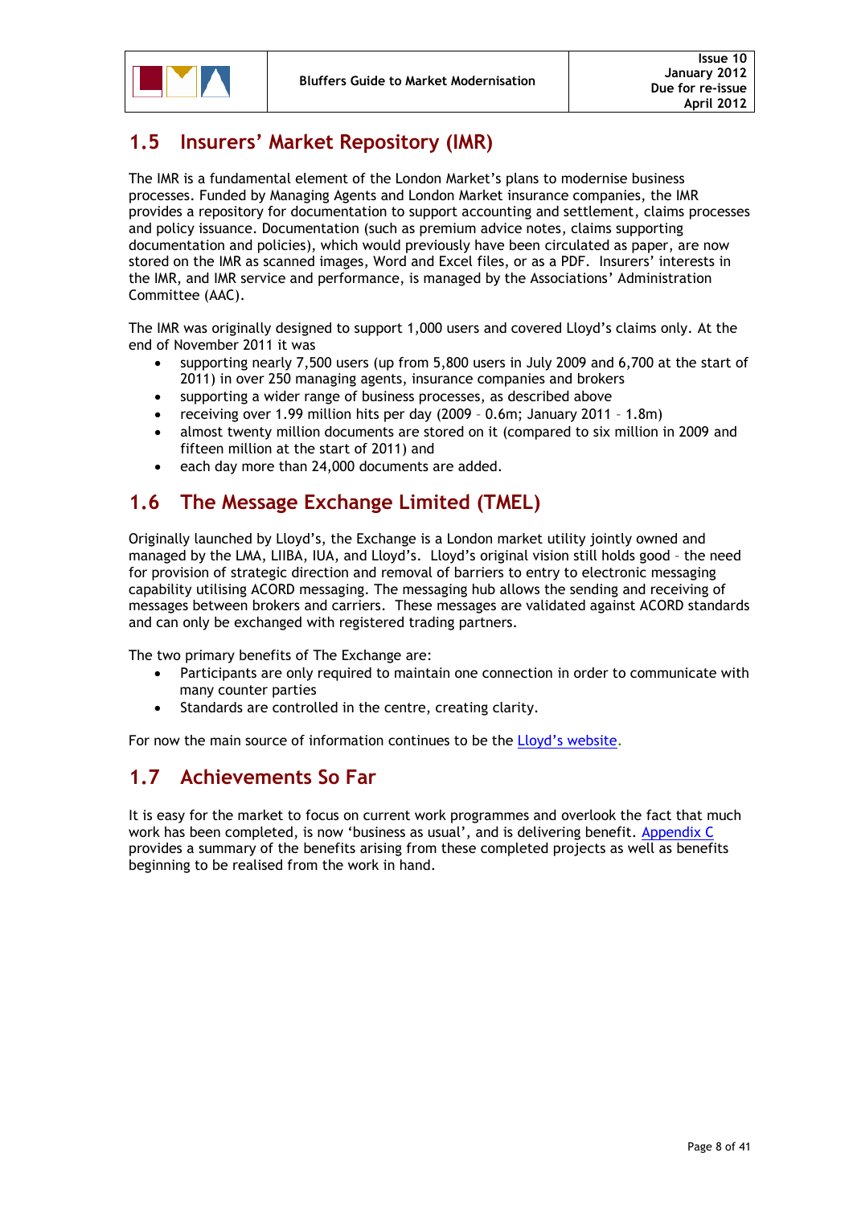## 1.5 Insurers' Market Repository (IMR)

The IMR is a fundamental element of the London Market's plans to modernise business processes. Funded by Managing Agents and London Market insurance companies, the IMR provides a repository for documentation to support accounting and settlement, claims processes and policy issuance. Documentation (such as premium advice notes, claims supporting documentation and policies), which would previously have been circulated as paper, are now stored on the IMR as scanned images, Word and Excel files, or as a PDF. Insurers' interests in the IMR, and IMR service and performance, is managed by the Associations' Administration Committee (AAC).

The IMR was originally designed to support 1,000 users and covered Lloyd's claims only. At the end of November 2011 it was

- supporting nearly 7,500 users (up from 5,800 users in July 2009 and 6,700 at the start of 2011) in over 250 managing agents, insurance companies and brokers
- supporting a wider range of business processes, as described above
- receiving over 1.99 million hits per day (2009 – 0.6m; January 2011 – 1.8m)
- almost twenty million documents are stored on it (compared to six million in 2009 and fifteen million at the start of 2011) and
- each day more than 24,000 documents are added.

## 1.6 The Message Exchange Limited (TMEL)

Originally launched by Lloyd's, the Exchange is a London market utility jointly owned and managed by the LMA, LIIBA, IUA, and Lloyd's. Lloyd's original vision still holds good – the need for provision of strategic direction and removal of barriers to entry to electronic messaging capability utilising ACORD messaging. The messaging hub allows the sending and receiving of messages between brokers and carriers. These messages are validated against ACORD standards and can only be exchanged with registered trading partners.

The two primary benefits of The Exchange are:

- Participants are only required to maintain one connection in order to communicate with many counter parties
- Standards are controlled in the centre, creating clarity.

For now the main source of information continues to be the Lloyd's website.

## 1.7 Achievements So Far

It is easy for the market to focus on current work programmes and overlook the fact that much work has been completed, is now 'business as usual', and is delivering benefit. Appendix C provides a summary of the benefits arising from these completed projects as well as benefits beginning to be realised from the work in hand.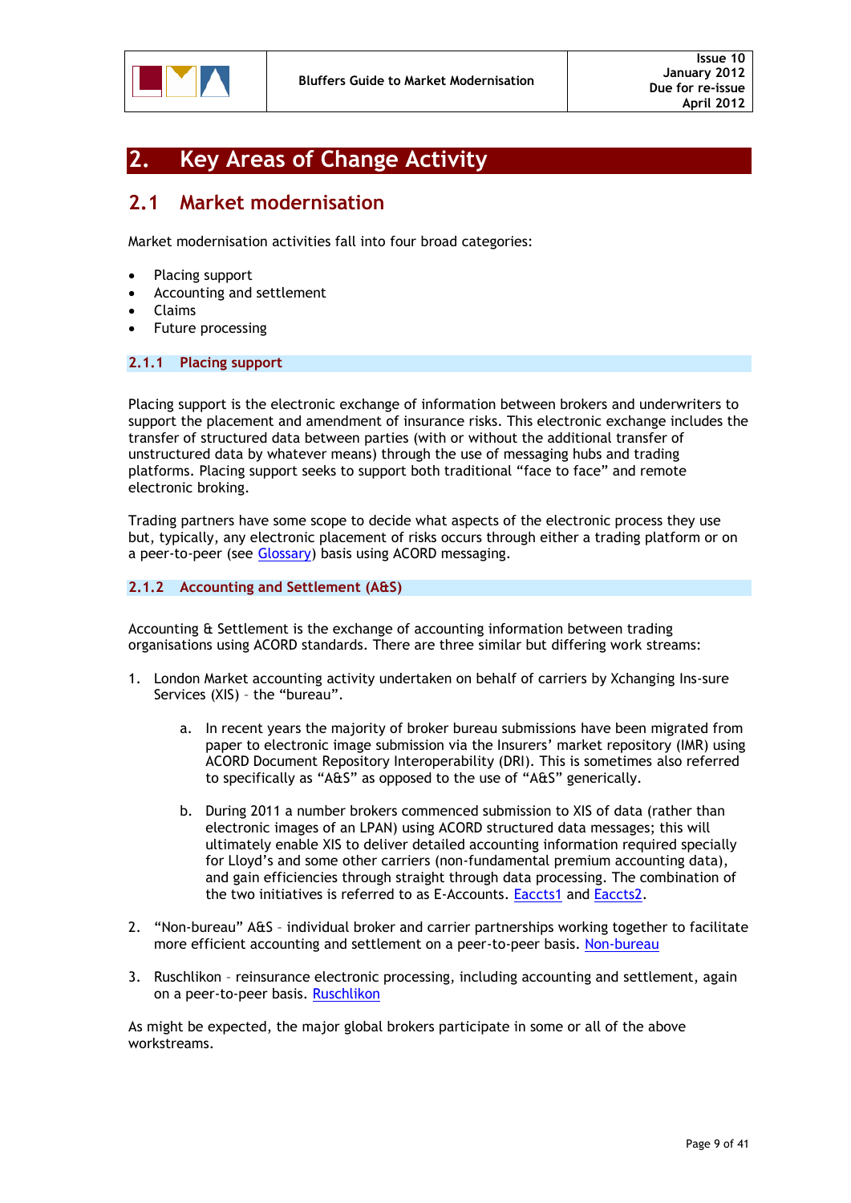# 2. Key Areas of Change Activity

## 2.1 Market modernisation

Market modernisation activities fall into four broad categories:

- Placing support
- Accounting and settlement
- Claims
- Future processing

### 2.1.1 Placing support

Placing support is the electronic exchange of information between brokers and underwriters to support the placement and amendment of insurance risks. This electronic exchange includes the transfer of structured data between parties (with or without the additional transfer of unstructured data by whatever means) through the use of messaging hubs and trading platforms. Placing support seeks to support both traditional "face to face" and remote electronic broking.

Trading partners have some scope to decide what aspects of the electronic process they use but, typically, any electronic placement of risks occurs through either a trading platform or on a peer-to-peer (see Glossary) basis using ACORD messaging.

### 2.1.2 Accounting and Settlement (A&S)

Accounting & Settlement is the exchange of accounting information between trading organisations using ACORD standards. There are three similar but differing work streams:

1. London Market accounting activity undertaken on behalf of carriers by Xchanging Ins-sure Services (XIS) – the "bureau".

    a. In recent years the majority of broker bureau submissions have been migrated from paper to electronic image submission via the Insurers' market repository (IMR) using ACORD Document Repository Interoperability (DRI). This is sometimes also referred to specifically as "A&S" as opposed to the use of "A&S" generically.

    b. During 2011 a number brokers commenced submission to XIS of data (rather than electronic images of an LPAN) using ACORD structured data messages; this will ultimately enable XIS to deliver detailed accounting information required specially for Lloyd's and some other carriers (non-fundamental premium accounting data), and gain efficiencies through straight through data processing. The combination of the two initiatives is referred to as E-Accounts. Eaccts1 and Eaccts2.

2. "Non-bureau" A&S – individual broker and carrier partnerships working together to facilitate more efficient accounting and settlement on a peer-to-peer basis. Non-bureau

3. Ruschlikon – reinsurance electronic processing, including accounting and settlement, again on a peer-to-peer basis. Ruschlikon

As might be expected, the major global brokers participate in some or all of the above workstreams.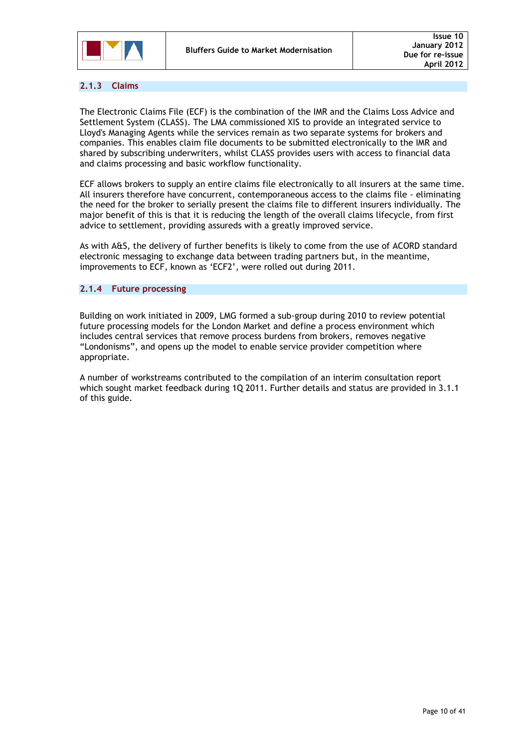### 2.1.3 Claims

The Electronic Claims File (ECF) is the combination of the IMR and the Claims Loss Advice and Settlement System (CLASS). The LMA commissioned XIS to provide an integrated service to Lloyd's Managing Agents while the services remain as two separate systems for brokers and companies. This enables claim file documents to be submitted electronically to the IMR and shared by subscribing underwriters, whilst CLASS provides users with access to financial data and claims processing and basic workflow functionality.

ECF allows brokers to supply an entire claims file electronically to all insurers at the same time. All insurers therefore have concurrent, contemporaneous access to the claims file - eliminating the need for the broker to serially present the claims file to different insurers individually. The major benefit of this is that it is reducing the length of the overall claims lifecycle, from first advice to settlement, providing assureds with a greatly improved service.

As with A&S, the delivery of further benefits is likely to come from the use of ACORD standard electronic messaging to exchange data between trading partners but, in the meantime, improvements to ECF, known as 'ECF2', were rolled out during 2011.

### 2.1.4 Future processing

Building on work initiated in 2009, LMG formed a sub-group during 2010 to review potential future processing models for the London Market and define a process environment which includes central services that remove process burdens from brokers, removes negative "Londonisms", and opens up the model to enable service provider competition where appropriate.

A number of workstreams contributed to the compilation of an interim consultation report which sought market feedback during 1Q 2011. Further details and status are provided in 3.1.1 of this guide.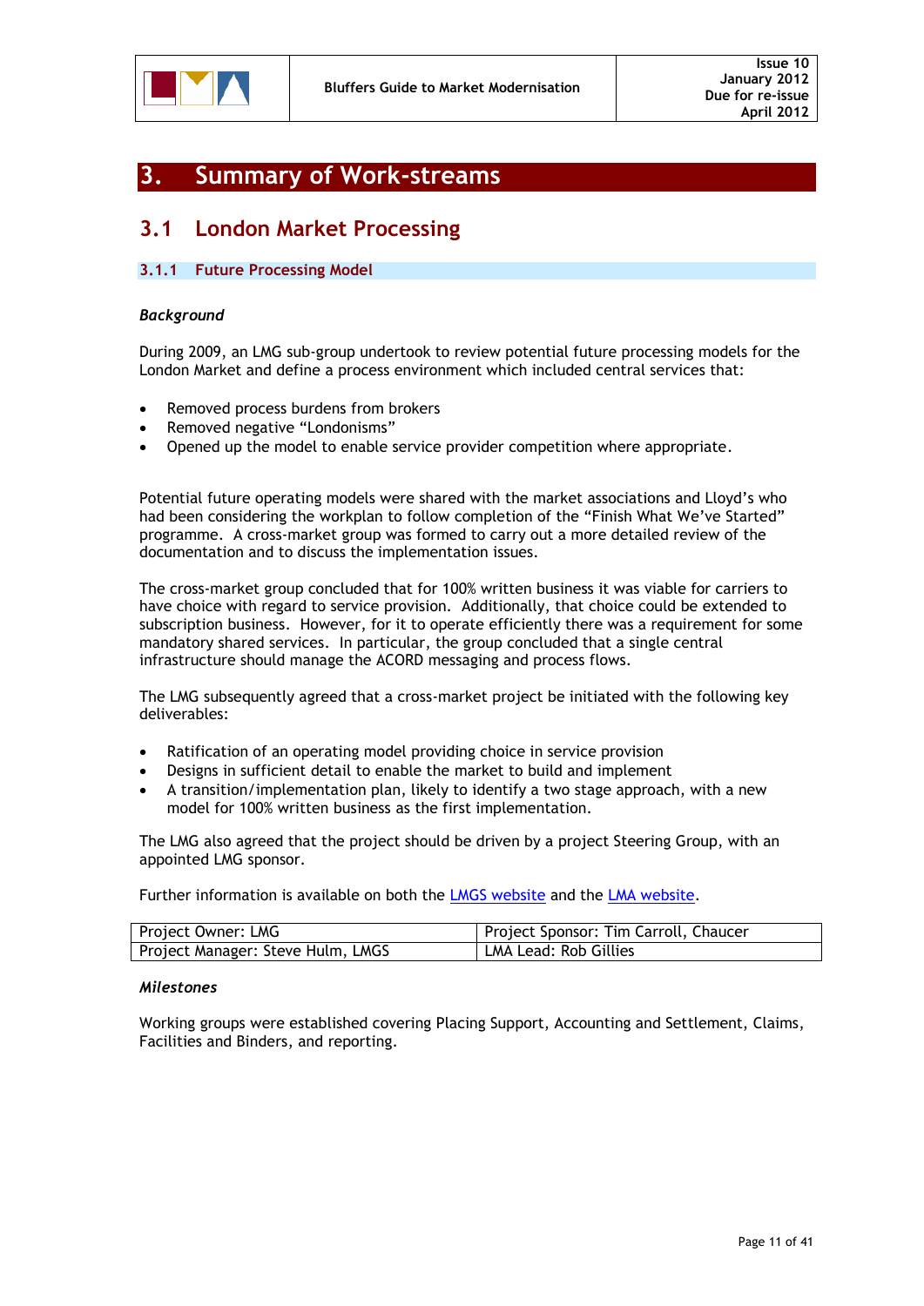# 3. Summary of Work-streams

## 3.1 London Market Processing

### 3.1.1 Future Processing Model

*Background*

During 2009, an LMG sub-group undertook to review potential future processing models for the London Market and define a process environment which included central services that:

- Removed process burdens from brokers
- Removed negative "Londonisms"
- Opened up the model to enable service provider competition where appropriate.

Potential future operating models were shared with the market associations and Lloyd's who had been considering the workplan to follow completion of the "Finish What We've Started" programme. A cross-market group was formed to carry out a more detailed review of the documentation and to discuss the implementation issues.

The cross-market group concluded that for 100% written business it was viable for carriers to have choice with regard to service provision. Additionally, that choice could be extended to subscription business. However, for it to operate efficiently there was a requirement for some mandatory shared services. In particular, the group concluded that a single central infrastructure should manage the ACORD messaging and process flows.

The LMG subsequently agreed that a cross-market project be initiated with the following key deliverables:

- Ratification of an operating model providing choice in service provision
- Designs in sufficient detail to enable the market to build and implement
- A transition/implementation plan, likely to identify a two stage approach, with a new model for 100% written business as the first implementation.

The LMG also agreed that the project should be driven by a project Steering Group, with an appointed LMG sponsor.

Further information is available on both the LMGS website and the LMA website.

| Project Owner: LMG | Project Sponsor: Tim Carroll, Chaucer |
|---|---|
| Project Manager: Steve Hulm, LMGS | LMA Lead: Rob Gillies |

*Milestones*

Working groups were established covering Placing Support, Accounting and Settlement, Claims, Facilities and Binders, and reporting.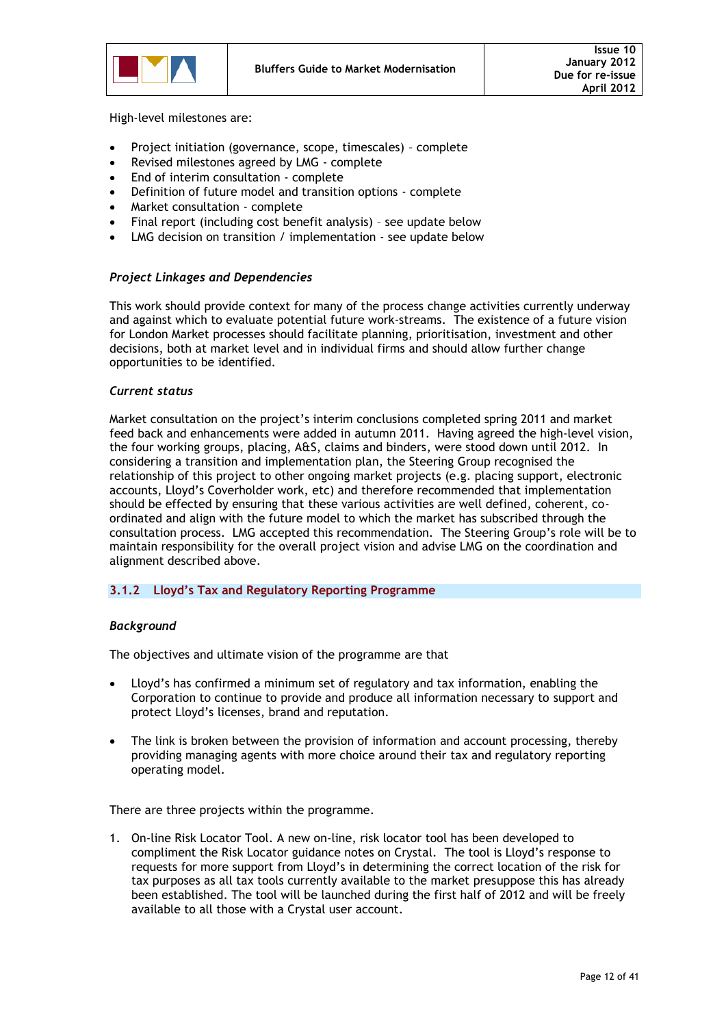High-level milestones are:

- Project initiation (governance, scope, timescales) – complete
- Revised milestones agreed by LMG - complete
- End of interim consultation - complete
- Definition of future model and transition options - complete
- Market consultation - complete
- Final report (including cost benefit analysis) – see update below
- LMG decision on transition / implementation - see update below

*Project Linkages and Dependencies*

This work should provide context for many of the process change activities currently underway and against which to evaluate potential future work-streams. The existence of a future vision for London Market processes should facilitate planning, prioritisation, investment and other decisions, both at market level and in individual firms and should allow further change opportunities to be identified.

*Current status*

Market consultation on the project's interim conclusions completed spring 2011 and market feed back and enhancements were added in autumn 2011. Having agreed the high-level vision, the four working groups, placing, A&S, claims and binders, were stood down until 2012. In considering a transition and implementation plan, the Steering Group recognised the relationship of this project to other ongoing market projects (e.g. placing support, electronic accounts, Lloyd's Coverholder work, etc) and therefore recommended that implementation should be effected by ensuring that these various activities are well defined, coherent, co-ordinated and align with the future model to which the market has subscribed through the consultation process. LMG accepted this recommendation. The Steering Group's role will be to maintain responsibility for the overall project vision and advise LMG on the coordination and alignment described above.

### 3.1.2 Lloyd's Tax and Regulatory Reporting Programme

*Background*

The objectives and ultimate vision of the programme are that

- Lloyd's has confirmed a minimum set of regulatory and tax information, enabling the Corporation to continue to provide and produce all information necessary to support and protect Lloyd's licenses, brand and reputation.

- The link is broken between the provision of information and account processing, thereby providing managing agents with more choice around their tax and regulatory reporting operating model.

There are three projects within the programme.

1. On-line Risk Locator Tool. A new on-line, risk locator tool has been developed to compliment the Risk Locator guidance notes on Crystal. The tool is Lloyd's response to requests for more support from Lloyd's in determining the correct location of the risk for tax purposes as all tax tools currently available to the market presuppose this has already been established. The tool will be launched during the first half of 2012 and will be freely available to all those with a Crystal user account.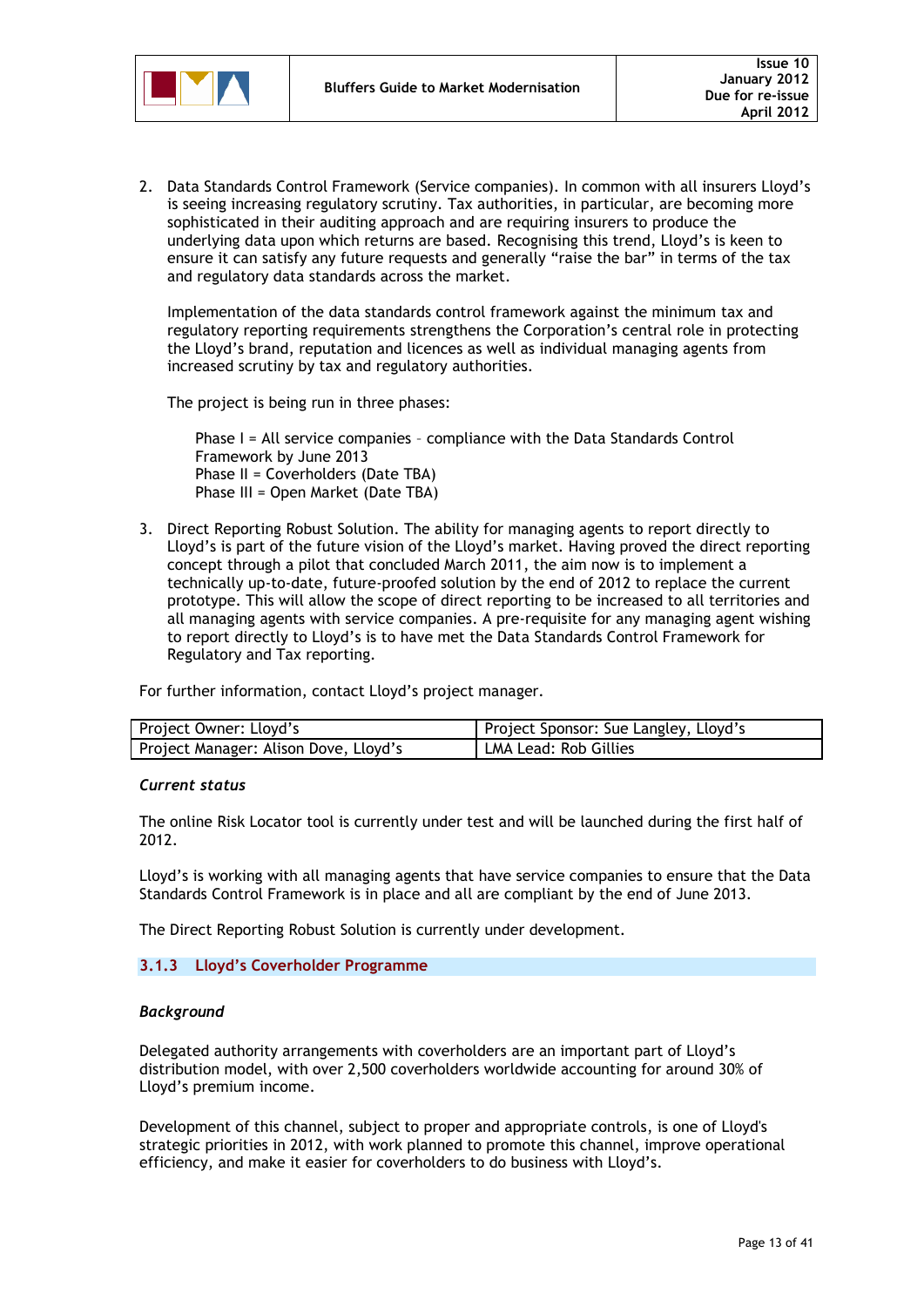2. Data Standards Control Framework (Service companies). In common with all insurers Lloyd's is seeing increasing regulatory scrutiny. Tax authorities, in particular, are becoming more sophisticated in their auditing approach and are requiring insurers to produce the underlying data upon which returns are based. Recognising this trend, Lloyd's is keen to ensure it can satisfy any future requests and generally "raise the bar" in terms of the tax and regulatory data standards across the market.

   Implementation of the data standards control framework against the minimum tax and regulatory reporting requirements strengthens the Corporation's central role in protecting the Lloyd's brand, reputation and licences as well as individual managing agents from increased scrutiny by tax and regulatory authorities.

   The project is being run in three phases:

   Phase I = All service companies – compliance with the Data Standards Control Framework by June 2013
   Phase II = Coverholders (Date TBA)
   Phase III = Open Market (Date TBA)

3. Direct Reporting Robust Solution. The ability for managing agents to report directly to Lloyd's is part of the future vision of the Lloyd's market. Having proved the direct reporting concept through a pilot that concluded March 2011, the aim now is to implement a technically up-to-date, future-proofed solution by the end of 2012 to replace the current prototype. This will allow the scope of direct reporting to be increased to all territories and all managing agents with service companies. A pre-requisite for any managing agent wishing to report directly to Lloyd's is to have met the Data Standards Control Framework for Regulatory and Tax reporting.

For further information, contact Lloyd's project manager.

| Project Owner: Lloyd's | Project Sponsor: Sue Langley, Lloyd's |
|---|---|
| Project Manager: Alison Dove, Lloyd's | LMA Lead: Rob Gillies |

*Current status*

The online Risk Locator tool is currently under test and will be launched during the first half of 2012.

Lloyd's is working with all managing agents that have service companies to ensure that the Data Standards Control Framework is in place and all are compliant by the end of June 2013.

The Direct Reporting Robust Solution is currently under development.

### 3.1.3 Lloyd's Coverholder Programme

*Background*

Delegated authority arrangements with coverholders are an important part of Lloyd's distribution model, with over 2,500 coverholders worldwide accounting for around 30% of Lloyd's premium income.

Development of this channel, subject to proper and appropriate controls, is one of Lloyd's strategic priorities in 2012, with work planned to promote this channel, improve operational efficiency, and make it easier for coverholders to do business with Lloyd's.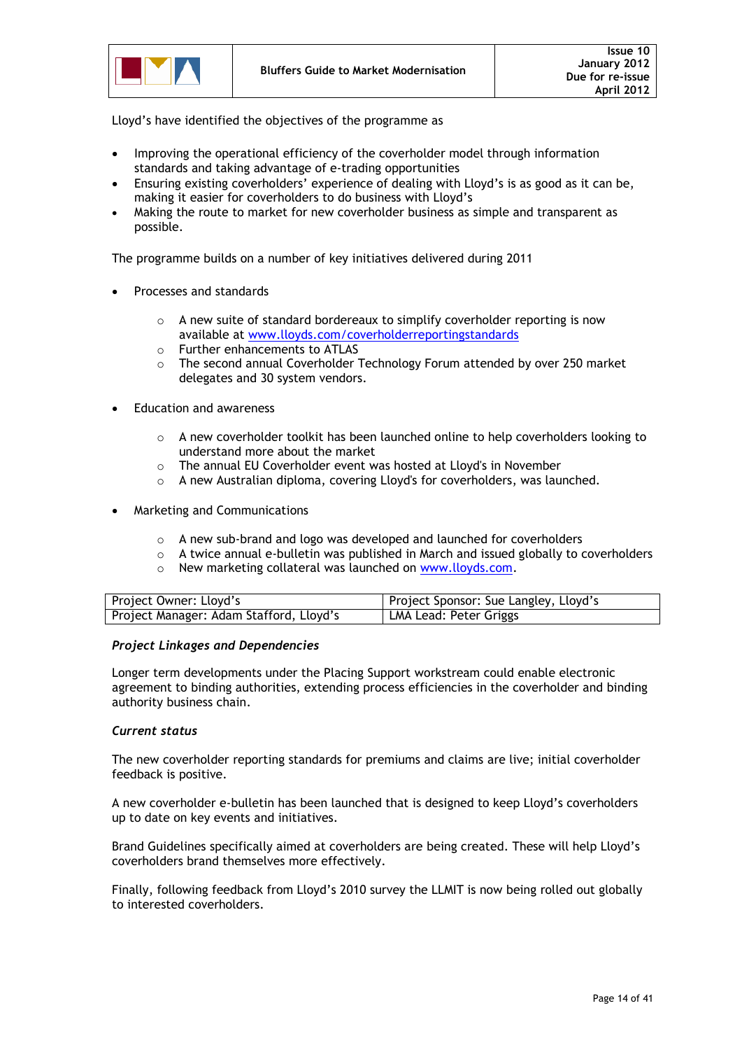Lloyd's have identified the objectives of the programme as

- Improving the operational efficiency of the coverholder model through information standards and taking advantage of e-trading opportunities
- Ensuring existing coverholders' experience of dealing with Lloyd's is as good as it can be, making it easier for coverholders to do business with Lloyd's
- Making the route to market for new coverholder business as simple and transparent as possible.

The programme builds on a number of key initiatives delivered during 2011

- Processes and standards
  - A new suite of standard bordereaux to simplify coverholder reporting is now available at www.lloyds.com/coverholderreportingstandards
  - Further enhancements to ATLAS
  - The second annual Coverholder Technology Forum attended by over 250 market delegates and 30 system vendors.

- Education and awareness
  - A new coverholder toolkit has been launched online to help coverholders looking to understand more about the market
  - The annual EU Coverholder event was hosted at Lloyd's in November
  - A new Australian diploma, covering Lloyd's for coverholders, was launched.

- Marketing and Communications
  - A new sub-brand and logo was developed and launched for coverholders
  - A twice annual e-bulletin was published in March and issued globally to coverholders
  - New marketing collateral was launched on www.lloyds.com.

| Project Owner: Lloyd's | Project Sponsor: Sue Langley, Lloyd's |
|---|---|
| Project Manager: Adam Stafford, Lloyd's | LMA Lead: Peter Griggs |

*Project Linkages and Dependencies*

Longer term developments under the Placing Support workstream could enable electronic agreement to binding authorities, extending process efficiencies in the coverholder and binding authority business chain.

*Current status*

The new coverholder reporting standards for premiums and claims are live; initial coverholder feedback is positive.

A new coverholder e-bulletin has been launched that is designed to keep Lloyd's coverholders up to date on key events and initiatives.

Brand Guidelines specifically aimed at coverholders are being created. These will help Lloyd's coverholders brand themselves more effectively.

Finally, following feedback from Lloyd's 2010 survey the LLMIT is now being rolled out globally to interested coverholders.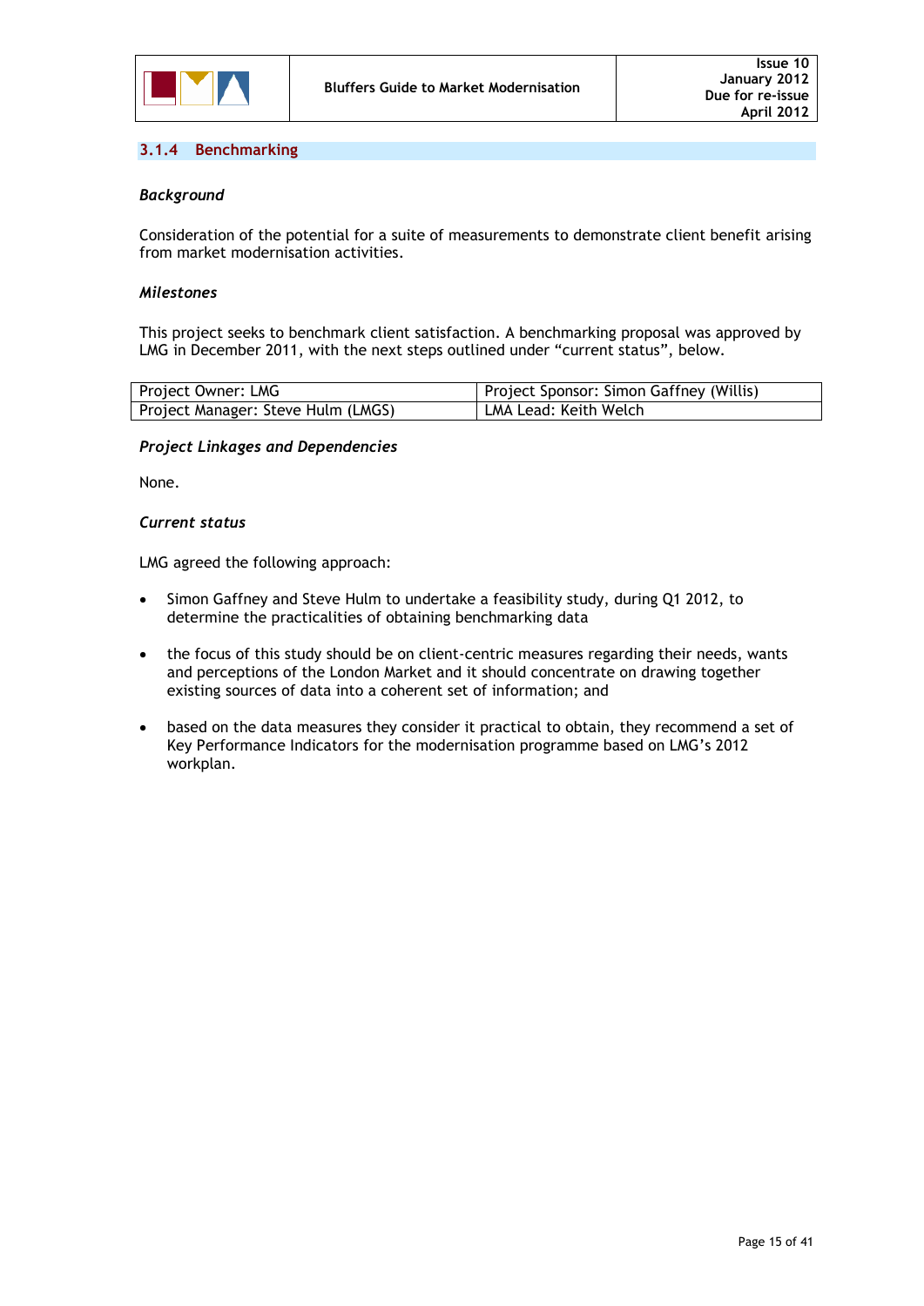### 3.1.4 Benchmarking

***Background***

Consideration of the potential for a suite of measurements to demonstrate client benefit arising from market modernisation activities.

***Milestones***

This project seeks to benchmark client satisfaction. A benchmarking proposal was approved by LMG in December 2011, with the next steps outlined under "current status", below.

| Project Owner: LMG | Project Sponsor: Simon Gaffney (Willis) |
|---|---|
| Project Manager: Steve Hulm (LMGS) | LMA Lead: Keith Welch |

***Project Linkages and Dependencies***

None.

***Current status***

LMG agreed the following approach:

- Simon Gaffney and Steve Hulm to undertake a feasibility study, during Q1 2012, to determine the practicalities of obtaining benchmarking data

- the focus of this study should be on client-centric measures regarding their needs, wants and perceptions of the London Market and it should concentrate on drawing together existing sources of data into a coherent set of information; and

- based on the data measures they consider it practical to obtain, they recommend a set of Key Performance Indicators for the modernisation programme based on LMG's 2012 workplan.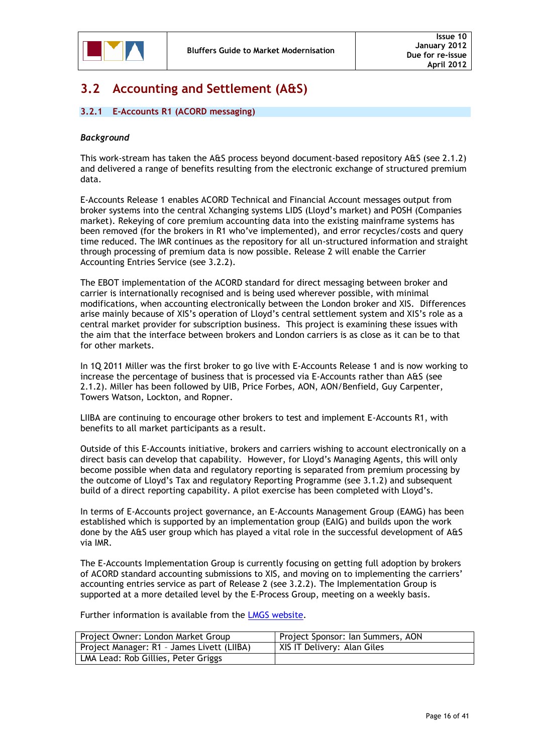## 3.2 Accounting and Settlement (A&S)

### 3.2.1 E-Accounts R1 (ACORD messaging)

***Background***

This work-stream has taken the A&S process beyond document-based repository A&S (see 2.1.2) and delivered a range of benefits resulting from the electronic exchange of structured premium data.

E-Accounts Release 1 enables ACORD Technical and Financial Account messages output from broker systems into the central Xchanging systems LIDS (Lloyd's market) and POSH (Companies market). Rekeying of core premium accounting data into the existing mainframe systems has been removed (for the brokers in R1 who've implemented), and error recycles/costs and query time reduced. The IMR continues as the repository for all un-structured information and straight through processing of premium data is now possible. Release 2 will enable the Carrier Accounting Entries Service (see 3.2.2).

The EBOT implementation of the ACORD standard for direct messaging between broker and carrier is internationally recognised and is being used wherever possible, with minimal modifications, when accounting electronically between the London broker and XIS. Differences arise mainly because of XIS's operation of Lloyd's central settlement system and XIS's role as a central market provider for subscription business. This project is examining these issues with the aim that the interface between brokers and London carriers is as close as it can be to that for other markets.

In 1Q 2011 Miller was the first broker to go live with E-Accounts Release 1 and is now working to increase the percentage of business that is processed via E-Accounts rather than A&S (see 2.1.2). Miller has been followed by UIB, Price Forbes, AON, AON/Benfield, Guy Carpenter, Towers Watson, Lockton, and Ropner.

LIIBA are continuing to encourage other brokers to test and implement E-Accounts R1, with benefits to all market participants as a result.

Outside of this E-Accounts initiative, brokers and carriers wishing to account electronically on a direct basis can develop that capability. However, for Lloyd's Managing Agents, this will only become possible when data and regulatory reporting is separated from premium processing by the outcome of Lloyd's Tax and regulatory Reporting Programme (see 3.1.2) and subsequent build of a direct reporting capability. A pilot exercise has been completed with Lloyd's.

In terms of E-Accounts project governance, an E-Accounts Management Group (EAMG) has been established which is supported by an implementation group (EAIG) and builds upon the work done by the A&S user group which has played a vital role in the successful development of A&S via IMR.

The E-Accounts Implementation Group is currently focusing on getting full adoption by brokers of ACORD standard accounting submissions to XIS, and moving on to implementing the carriers' accounting entries service as part of Release 2 (see 3.2.2). The Implementation Group is supported at a more detailed level by the E-Process Group, meeting on a weekly basis.

Further information is available from the LMGS website.

| Project Owner: London Market Group | Project Sponsor: Ian Summers, AON |
|---|---|
| Project Manager: R1 – James Livett (LIIBA) | XIS IT Delivery: Alan Giles |
| LMA Lead: Rob Gillies, Peter Griggs | |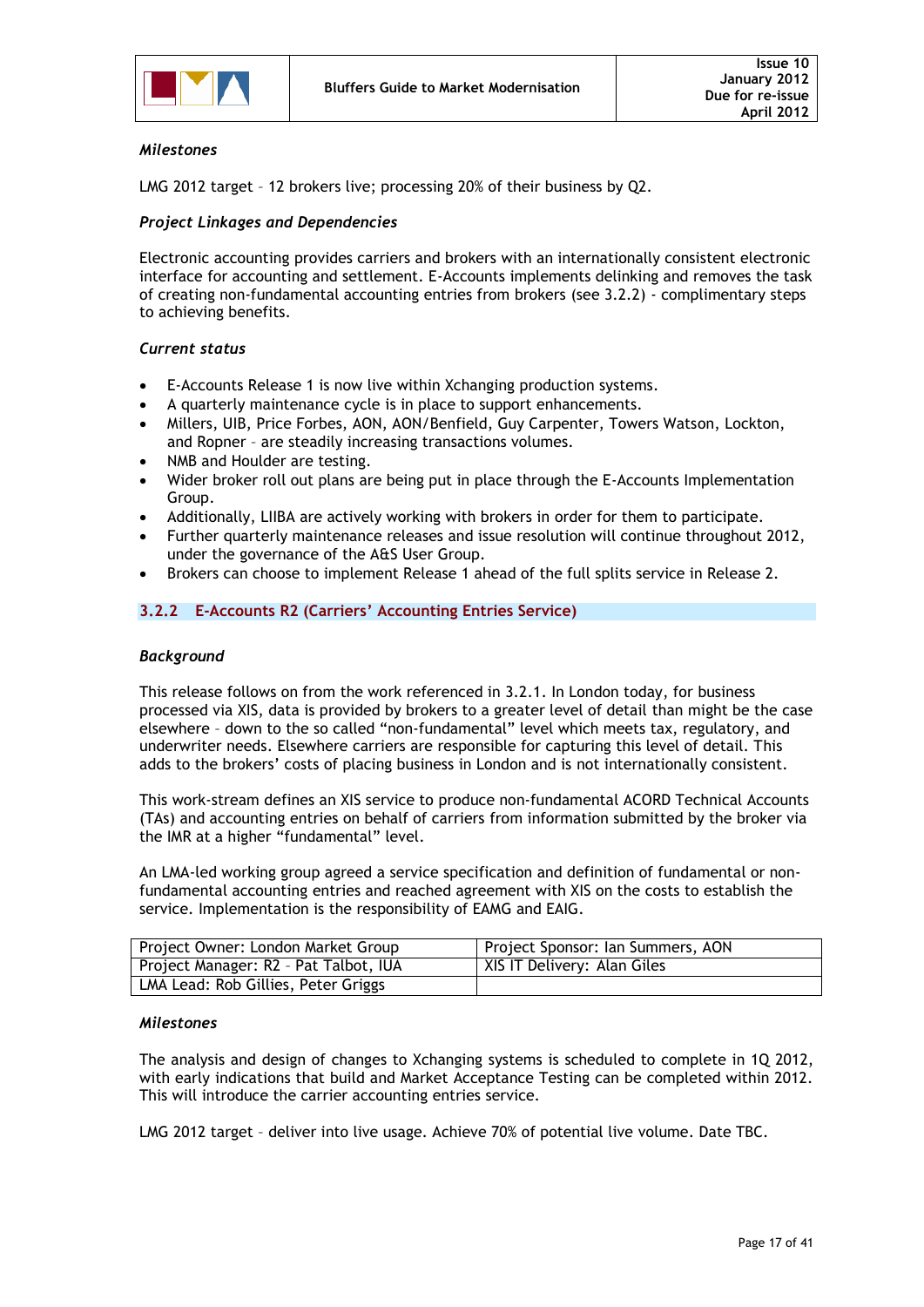*Milestones*

LMG 2012 target – 12 brokers live; processing 20% of their business by Q2.

*Project Linkages and Dependencies*

Electronic accounting provides carriers and brokers with an internationally consistent electronic interface for accounting and settlement. E-Accounts implements delinking and removes the task of creating non-fundamental accounting entries from brokers (see 3.2.2) - complimentary steps to achieving benefits.

*Current status*

- E-Accounts Release 1 is now live within Xchanging production systems.
- A quarterly maintenance cycle is in place to support enhancements.
- Millers, UIB, Price Forbes, AON, AON/Benfield, Guy Carpenter, Towers Watson, Lockton, and Ropner – are steadily increasing transactions volumes.
- NMB and Houlder are testing.
- Wider broker roll out plans are being put in place through the E-Accounts Implementation Group.
- Additionally, LIIBA are actively working with brokers in order for them to participate.
- Further quarterly maintenance releases and issue resolution will continue throughout 2012, under the governance of the A&S User Group.
- Brokers can choose to implement Release 1 ahead of the full splits service in Release 2.

### 3.2.2 E-Accounts R2 (Carriers' Accounting Entries Service)

*Background*

This release follows on from the work referenced in 3.2.1. In London today, for business processed via XIS, data is provided by brokers to a greater level of detail than might be the case elsewhere – down to the so called "non-fundamental" level which meets tax, regulatory, and underwriter needs. Elsewhere carriers are responsible for capturing this level of detail. This adds to the brokers' costs of placing business in London and is not internationally consistent.

This work-stream defines an XIS service to produce non-fundamental ACORD Technical Accounts (TAs) and accounting entries on behalf of carriers from information submitted by the broker via the IMR at a higher "fundamental" level.

An LMA-led working group agreed a service specification and definition of fundamental or non-fundamental accounting entries and reached agreement with XIS on the costs to establish the service. Implementation is the responsibility of EAMG and EAIG.

| Project Owner: London Market Group | Project Sponsor: Ian Summers, AON |
|---|---|
| Project Manager: R2 – Pat Talbot, IUA | XIS IT Delivery: Alan Giles |
| LMA Lead: Rob Gillies, Peter Griggs | |

*Milestones*

The analysis and design of changes to Xchanging systems is scheduled to complete in 1Q 2012, with early indications that build and Market Acceptance Testing can be completed within 2012. This will introduce the carrier accounting entries service.

LMG 2012 target – deliver into live usage. Achieve 70% of potential live volume. Date TBC.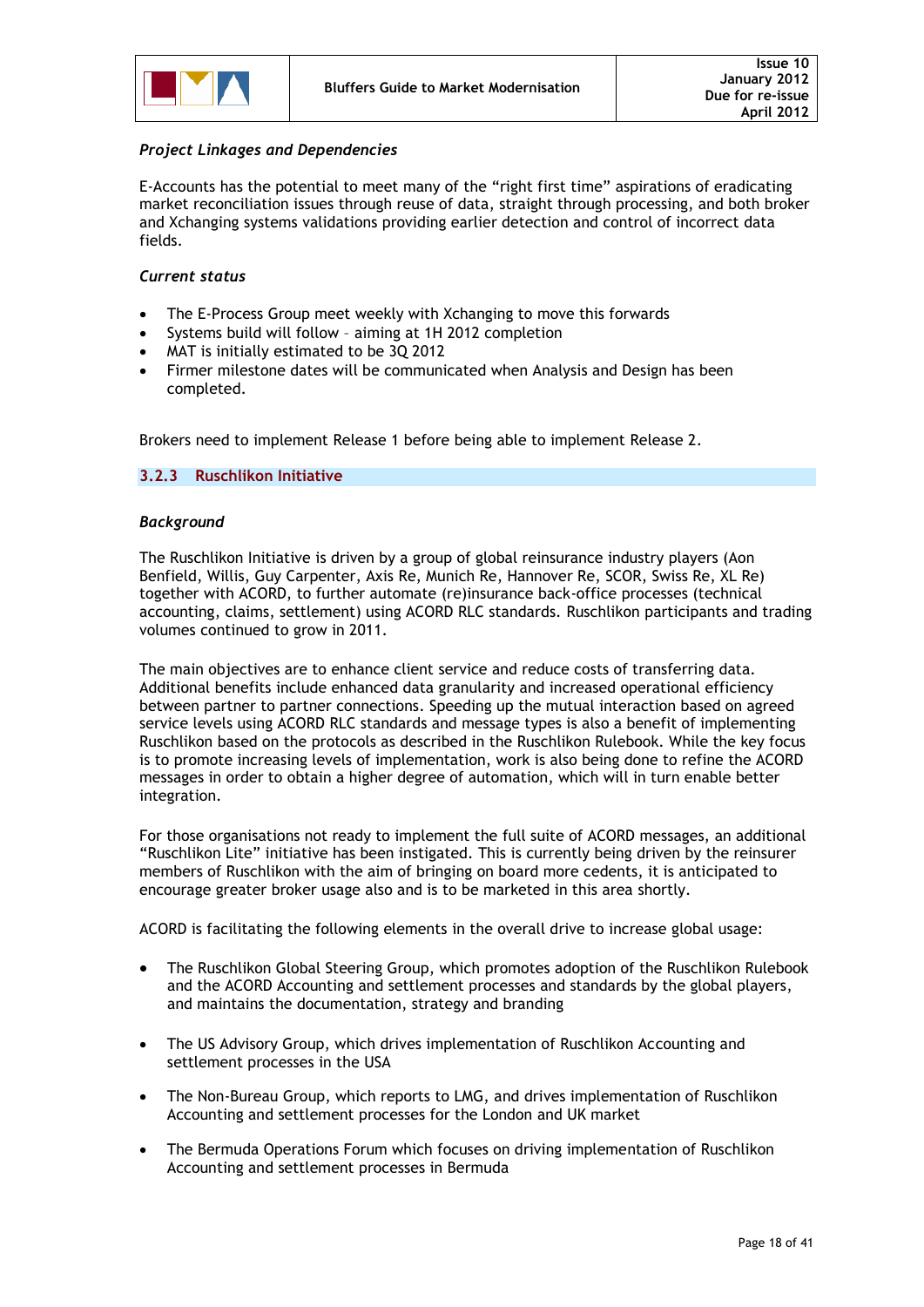*Project Linkages and Dependencies*

E-Accounts has the potential to meet many of the "right first time" aspirations of eradicating market reconciliation issues through reuse of data, straight through processing, and both broker and Xchanging systems validations providing earlier detection and control of incorrect data fields.

*Current status*

- The E-Process Group meet weekly with Xchanging to move this forwards
- Systems build will follow – aiming at 1H 2012 completion
- MAT is initially estimated to be 3Q 2012
- Firmer milestone dates will be communicated when Analysis and Design has been completed.

Brokers need to implement Release 1 before being able to implement Release 2.

### 3.2.3 Ruschlikon Initiative

*Background*

The Ruschlikon Initiative is driven by a group of global reinsurance industry players (Aon Benfield, Willis, Guy Carpenter, Axis Re, Munich Re, Hannover Re, SCOR, Swiss Re, XL Re) together with ACORD, to further automate (re)insurance back-office processes (technical accounting, claims, settlement) using ACORD RLC standards. Ruschlikon participants and trading volumes continued to grow in 2011.

The main objectives are to enhance client service and reduce costs of transferring data. Additional benefits include enhanced data granularity and increased operational efficiency between partner to partner connections. Speeding up the mutual interaction based on agreed service levels using ACORD RLC standards and message types is also a benefit of implementing Ruschlikon based on the protocols as described in the Ruschlikon Rulebook. While the key focus is to promote increasing levels of implementation, work is also being done to refine the ACORD messages in order to obtain a higher degree of automation, which will in turn enable better integration.

For those organisations not ready to implement the full suite of ACORD messages, an additional "Ruschlikon Lite" initiative has been instigated. This is currently being driven by the reinsurer members of Ruschlikon with the aim of bringing on board more cedents, it is anticipated to encourage greater broker usage also and is to be marketed in this area shortly.

ACORD is facilitating the following elements in the overall drive to increase global usage:

- The Ruschlikon Global Steering Group, which promotes adoption of the Ruschlikon Rulebook and the ACORD Accounting and settlement processes and standards by the global players, and maintains the documentation, strategy and branding

- The US Advisory Group, which drives implementation of Ruschlikon Accounting and settlement processes in the USA

- The Non-Bureau Group, which reports to LMG, and drives implementation of Ruschlikon Accounting and settlement processes for the London and UK market

- The Bermuda Operations Forum which focuses on driving implementation of Ruschlikon Accounting and settlement processes in Bermuda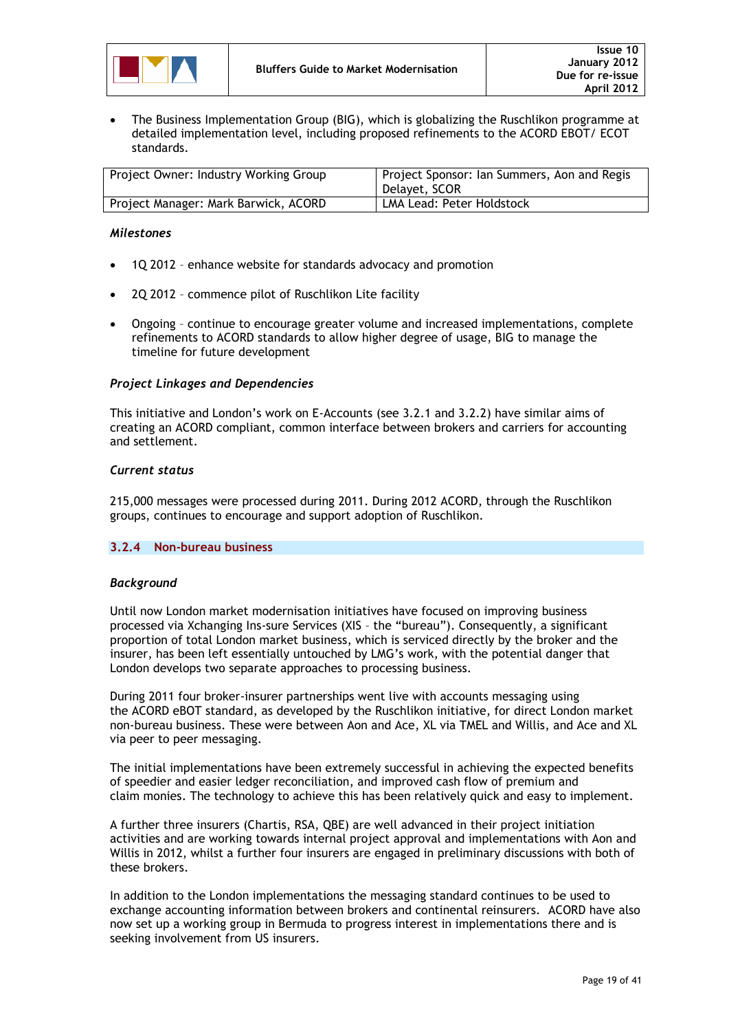- The Business Implementation Group (BIG), which is globalizing the Ruschlikon programme at detailed implementation level, including proposed refinements to the ACORD EBOT/ ECOT standards.

| Project Owner: Industry Working Group | Project Sponsor: Ian Summers, Aon and Regis Delayet, SCOR |
|---|---|
| Project Manager: Mark Barwick, ACORD | LMA Lead: Peter Holdstock |

*Milestones*

- 1Q 2012 – enhance website for standards advocacy and promotion
- 2Q 2012 – commence pilot of Ruschlikon Lite facility
- Ongoing – continue to encourage greater volume and increased implementations, complete refinements to ACORD standards to allow higher degree of usage, BIG to manage the timeline for future development

*Project Linkages and Dependencies*

This initiative and London's work on E-Accounts (see 3.2.1 and 3.2.2) have similar aims of creating an ACORD compliant, common interface between brokers and carriers for accounting and settlement.

*Current status*

215,000 messages were processed during 2011. During 2012 ACORD, through the Ruschlikon groups, continues to encourage and support adoption of Ruschlikon.

### 3.2.4 Non-bureau business

*Background*

Until now London market modernisation initiatives have focused on improving business processed via Xchanging Ins-sure Services (XIS – the "bureau"). Consequently, a significant proportion of total London market business, which is serviced directly by the broker and the insurer, has been left essentially untouched by LMG's work, with the potential danger that London develops two separate approaches to processing business.

During 2011 four broker-insurer partnerships went live with accounts messaging using the ACORD eBOT standard, as developed by the Ruschlikon initiative, for direct London market non-bureau business. These were between Aon and Ace, XL via TMEL and Willis, and Ace and XL via peer to peer messaging.

The initial implementations have been extremely successful in achieving the expected benefits of speedier and easier ledger reconciliation, and improved cash flow of premium and claim monies. The technology to achieve this has been relatively quick and easy to implement.

A further three insurers (Chartis, RSA, QBE) are well advanced in their project initiation activities and are working towards internal project approval and implementations with Aon and Willis in 2012, whilst a further four insurers are engaged in preliminary discussions with both of these brokers.

In addition to the London implementations the messaging standard continues to be used to exchange accounting information between brokers and continental reinsurers. ACORD have also now set up a working group in Bermuda to progress interest in implementations there and is seeking involvement from US insurers.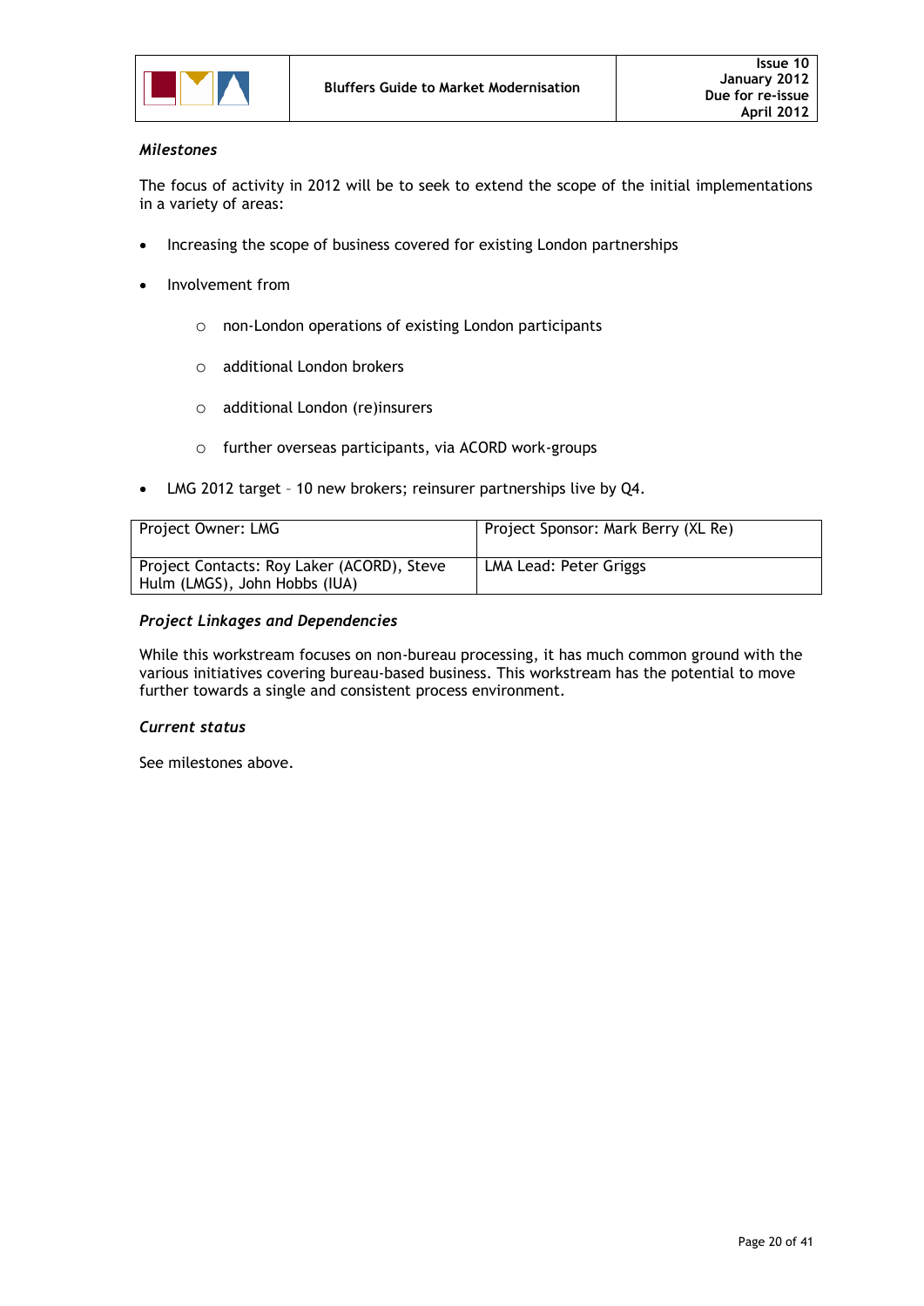*Milestones*

The focus of activity in 2012 will be to seek to extend the scope of the initial implementations in a variety of areas:

- Increasing the scope of business covered for existing London partnerships
- Involvement from
    - non-London operations of existing London participants
    - additional London brokers
    - additional London (re)insurers
    - further overseas participants, via ACORD work-groups
- LMG 2012 target – 10 new brokers; reinsurer partnerships live by Q4.

| Project Owner: LMG | Project Sponsor: Mark Berry (XL Re) |
|---|---|
| Project Contacts: Roy Laker (ACORD), Steve Hulm (LMGS), John Hobbs (IUA) | LMA Lead: Peter Griggs |

*Project Linkages and Dependencies*

While this workstream focuses on non-bureau processing, it has much common ground with the various initiatives covering bureau-based business. This workstream has the potential to move further towards a single and consistent process environment.

*Current status*

See milestones above.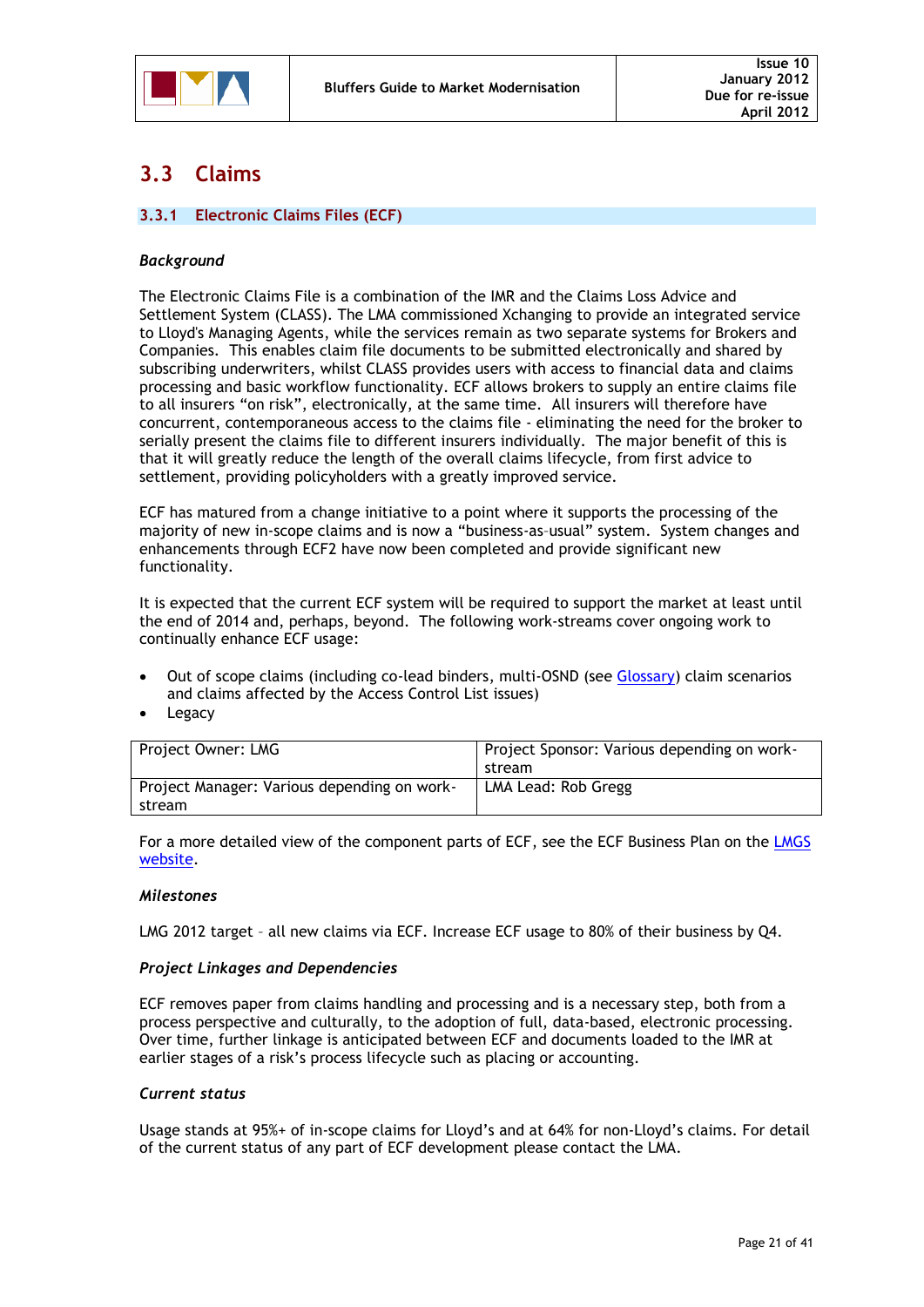## 3.3 Claims

### 3.3.1 Electronic Claims Files (ECF)

*Background*

The Electronic Claims File is a combination of the IMR and the Claims Loss Advice and Settlement System (CLASS). The LMA commissioned Xchanging to provide an integrated service to Lloyd's Managing Agents, while the services remain as two separate systems for Brokers and Companies. This enables claim file documents to be submitted electronically and shared by subscribing underwriters, whilst CLASS provides users with access to financial data and claims processing and basic workflow functionality. ECF allows brokers to supply an entire claims file to all insurers "on risk", electronically, at the same time. All insurers will therefore have concurrent, contemporaneous access to the claims file - eliminating the need for the broker to serially present the claims file to different insurers individually. The major benefit of this is that it will greatly reduce the length of the overall claims lifecycle, from first advice to settlement, providing policyholders with a greatly improved service.

ECF has matured from a change initiative to a point where it supports the processing of the majority of new in-scope claims and is now a "business-as-usual" system. System changes and enhancements through ECF2 have now been completed and provide significant new functionality.

It is expected that the current ECF system will be required to support the market at least until the end of 2014 and, perhaps, beyond. The following work-streams cover ongoing work to continually enhance ECF usage:

- Out of scope claims (including co-lead binders, multi-OSND (see Glossary) claim scenarios and claims affected by the Access Control List issues)
- Legacy

| Project Owner: LMG | Project Sponsor: Various depending on work-stream |
|---|---|
| Project Manager: Various depending on work-stream | LMA Lead: Rob Gregg |

For a more detailed view of the component parts of ECF, see the ECF Business Plan on the LMGS website.

*Milestones*

LMG 2012 target – all new claims via ECF. Increase ECF usage to 80% of their business by Q4.

*Project Linkages and Dependencies*

ECF removes paper from claims handling and processing and is a necessary step, both from a process perspective and culturally, to the adoption of full, data-based, electronic processing. Over time, further linkage is anticipated between ECF and documents loaded to the IMR at earlier stages of a risk's process lifecycle such as placing or accounting.

*Current status*

Usage stands at 95%+ of in-scope claims for Lloyd's and at 64% for non-Lloyd's claims. For detail of the current status of any part of ECF development please contact the LMA.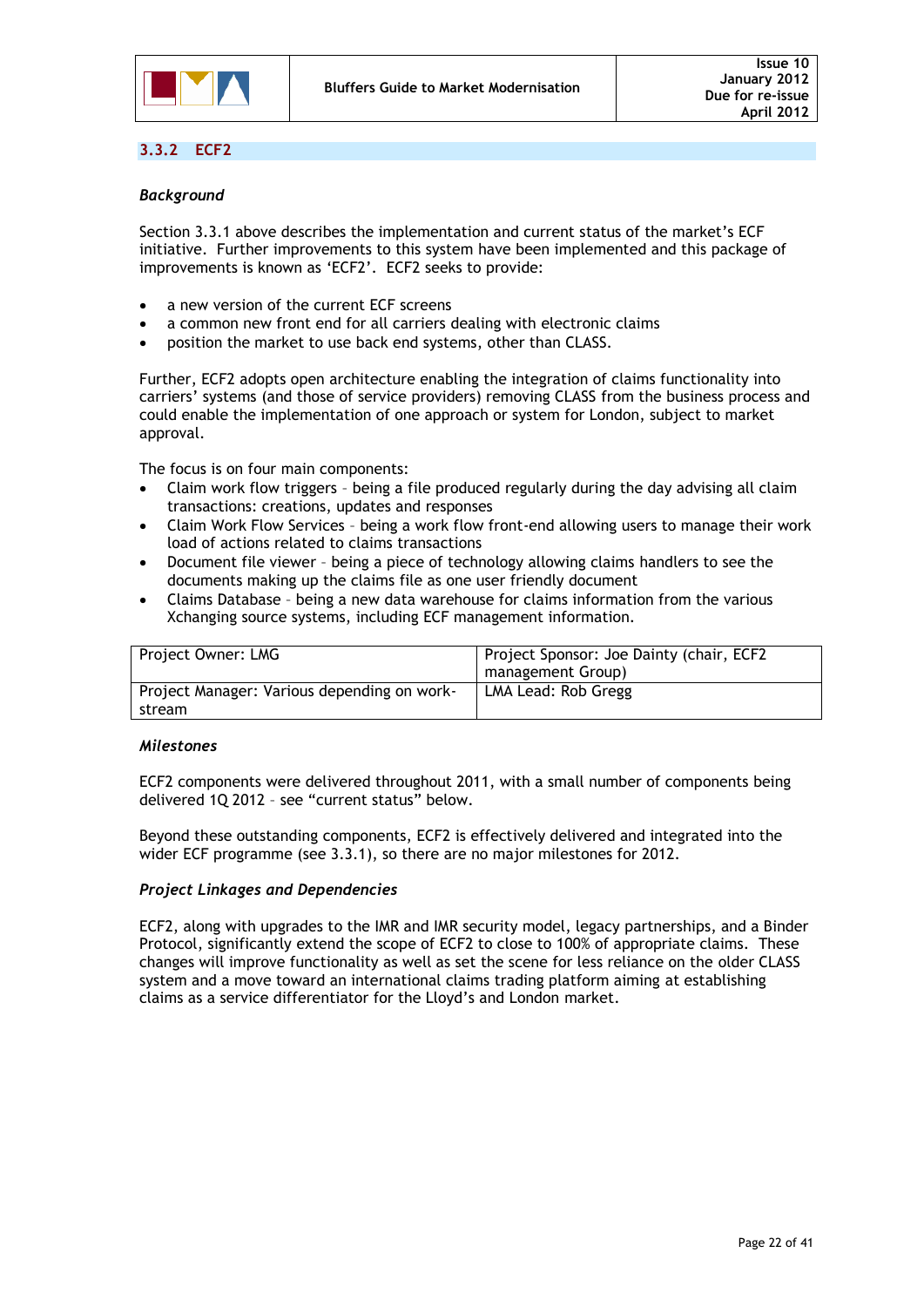### 3.3.2 ECF2

***Background***

Section 3.3.1 above describes the implementation and current status of the market's ECF initiative. Further improvements to this system have been implemented and this package of improvements is known as 'ECF2'. ECF2 seeks to provide:

- a new version of the current ECF screens
- a common new front end for all carriers dealing with electronic claims
- position the market to use back end systems, other than CLASS.

Further, ECF2 adopts open architecture enabling the integration of claims functionality into carriers' systems (and those of service providers) removing CLASS from the business process and could enable the implementation of one approach or system for London, subject to market approval.

The focus is on four main components:

- Claim work flow triggers – being a file produced regularly during the day advising all claim transactions: creations, updates and responses
- Claim Work Flow Services – being a work flow front-end allowing users to manage their work load of actions related to claims transactions
- Document file viewer – being a piece of technology allowing claims handlers to see the documents making up the claims file as one user friendly document
- Claims Database – being a new data warehouse for claims information from the various Xchanging source systems, including ECF management information.

| Project Owner: LMG | Project Sponsor: Joe Dainty (chair, ECF2 management Group) |
|---|---|
| Project Manager: Various depending on work-stream | LMA Lead: Rob Gregg |

***Milestones***

ECF2 components were delivered throughout 2011, with a small number of components being delivered 1Q 2012 – see "current status" below.

Beyond these outstanding components, ECF2 is effectively delivered and integrated into the wider ECF programme (see 3.3.1), so there are no major milestones for 2012.

***Project Linkages and Dependencies***

ECF2, along with upgrades to the IMR and IMR security model, legacy partnerships, and a Binder Protocol, significantly extend the scope of ECF2 to close to 100% of appropriate claims. These changes will improve functionality as well as set the scene for less reliance on the older CLASS system and a move toward an international claims trading platform aiming at establishing claims as a service differentiator for the Lloyd's and London market.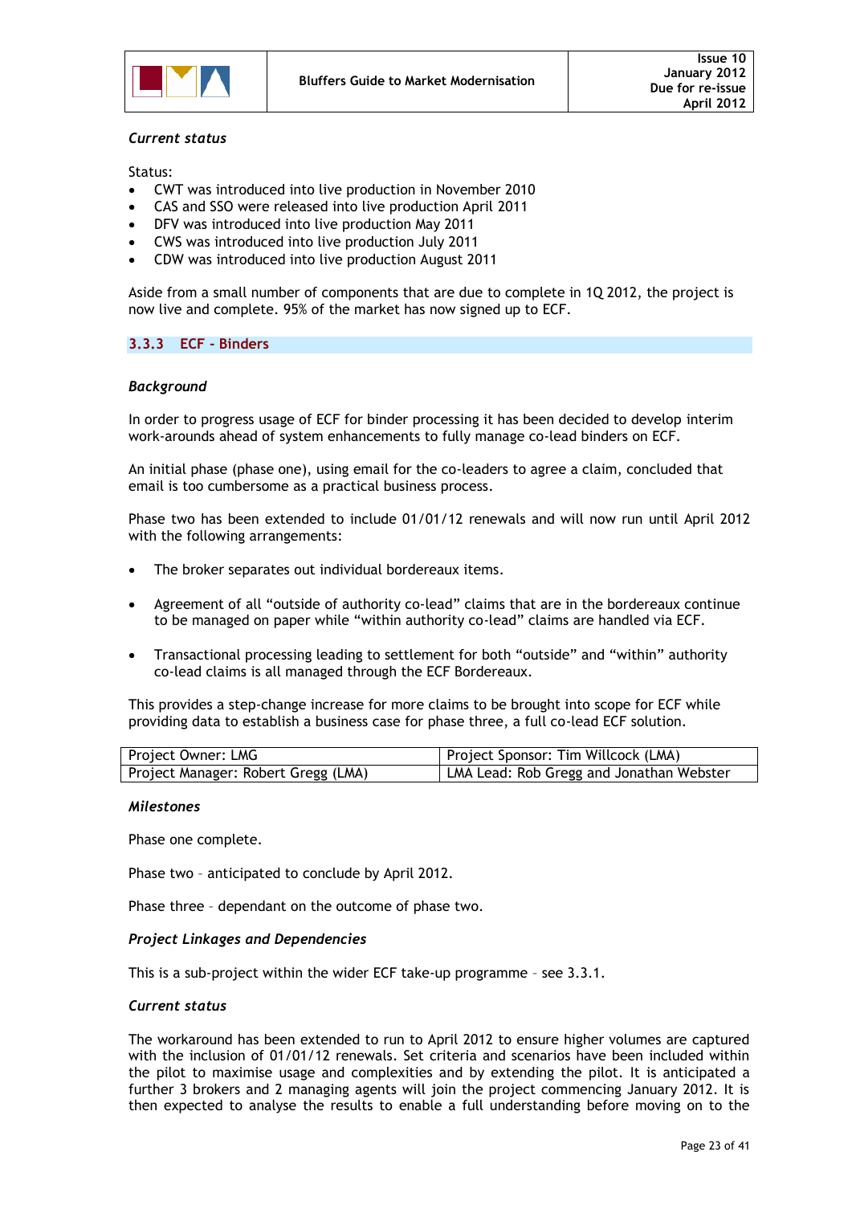*Current status*

Status:

- CWT was introduced into live production in November 2010
- CAS and SSO were released into live production April 2011
- DFV was introduced into live production May 2011
- CWS was introduced into live production July 2011
- CDW was introduced into live production August 2011

Aside from a small number of components that are due to complete in 1Q 2012, the project is now live and complete. 95% of the market has now signed up to ECF.

### 3.3.3 ECF - Binders

*Background*

In order to progress usage of ECF for binder processing it has been decided to develop interim work-arounds ahead of system enhancements to fully manage co-lead binders on ECF.

An initial phase (phase one), using email for the co-leaders to agree a claim, concluded that email is too cumbersome as a practical business process.

Phase two has been extended to include 01/01/12 renewals and will now run until April 2012 with the following arrangements:

- The broker separates out individual bordereaux items.
- Agreement of all "outside of authority co-lead" claims that are in the bordereaux continue to be managed on paper while "within authority co-lead" claims are handled via ECF.
- Transactional processing leading to settlement for both "outside" and "within" authority co-lead claims is all managed through the ECF Bordereaux.

This provides a step-change increase for more claims to be brought into scope for ECF while providing data to establish a business case for phase three, a full co-lead ECF solution.

| Project Owner: LMG | Project Sponsor: Tim Willcock (LMA) |
|---|---|
| Project Manager: Robert Gregg (LMA) | LMA Lead: Rob Gregg and Jonathan Webster |

*Milestones*

Phase one complete.

Phase two – anticipated to conclude by April 2012.

Phase three – dependant on the outcome of phase two.

*Project Linkages and Dependencies*

This is a sub-project within the wider ECF take-up programme – see 3.3.1.

*Current status*

The workaround has been extended to run to April 2012 to ensure higher volumes are captured with the inclusion of 01/01/12 renewals. Set criteria and scenarios have been included within the pilot to maximise usage and complexities and by extending the pilot. It is anticipated a further 3 brokers and 2 managing agents will join the project commencing January 2012. It is then expected to analyse the results to enable a full understanding before moving on to the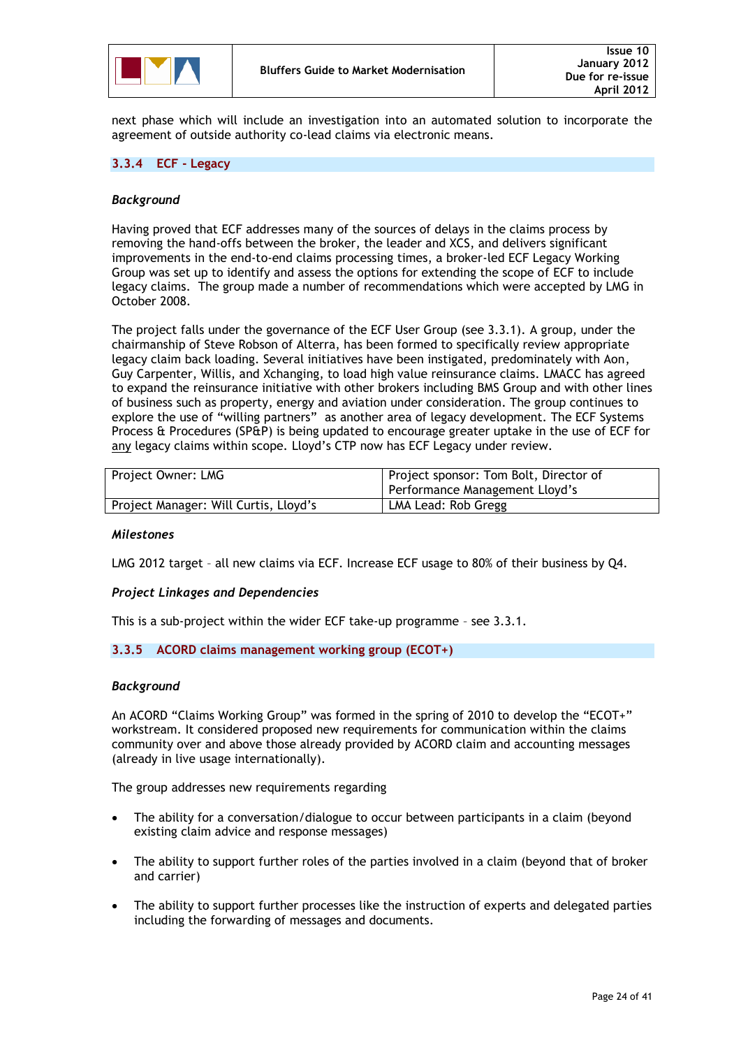next phase which will include an investigation into an automated solution to incorporate the agreement of outside authority co-lead claims via electronic means.

### 3.3.4 ECF - Legacy

*Background*

Having proved that ECF addresses many of the sources of delays in the claims process by removing the hand-offs between the broker, the leader and XCS, and delivers significant improvements in the end-to-end claims processing times, a broker-led ECF Legacy Working Group was set up to identify and assess the options for extending the scope of ECF to include legacy claims. The group made a number of recommendations which were accepted by LMG in October 2008.

The project falls under the governance of the ECF User Group (see 3.3.1). A group, under the chairmanship of Steve Robson of Alterra, has been formed to specifically review appropriate legacy claim back loading. Several initiatives have been instigated, predominately with Aon, Guy Carpenter, Willis, and Xchanging, to load high value reinsurance claims. LMACC has agreed to expand the reinsurance initiative with other brokers including BMS Group and with other lines of business such as property, energy and aviation under consideration. The group continues to explore the use of "willing partners" as another area of legacy development. The ECF Systems Process & Procedures (SP&P) is being updated to encourage greater uptake in the use of ECF for any legacy claims within scope. Lloyd's CTP now has ECF Legacy under review.

| Project Owner: LMG | Project sponsor: Tom Bolt, Director of Performance Management Lloyd's |
|---|---|
| Project Manager: Will Curtis, Lloyd's | LMA Lead: Rob Gregg |

*Milestones*

LMG 2012 target – all new claims via ECF. Increase ECF usage to 80% of their business by Q4.

*Project Linkages and Dependencies*

This is a sub-project within the wider ECF take-up programme – see 3.3.1.

### 3.3.5 ACORD claims management working group (ECOT+)

*Background*

An ACORD "Claims Working Group" was formed in the spring of 2010 to develop the "ECOT+" workstream. It considered proposed new requirements for communication within the claims community over and above those already provided by ACORD claim and accounting messages (already in live usage internationally).

The group addresses new requirements regarding

- The ability for a conversation/dialogue to occur between participants in a claim (beyond existing claim advice and response messages)
- The ability to support further roles of the parties involved in a claim (beyond that of broker and carrier)
- The ability to support further processes like the instruction of experts and delegated parties including the forwarding of messages and documents.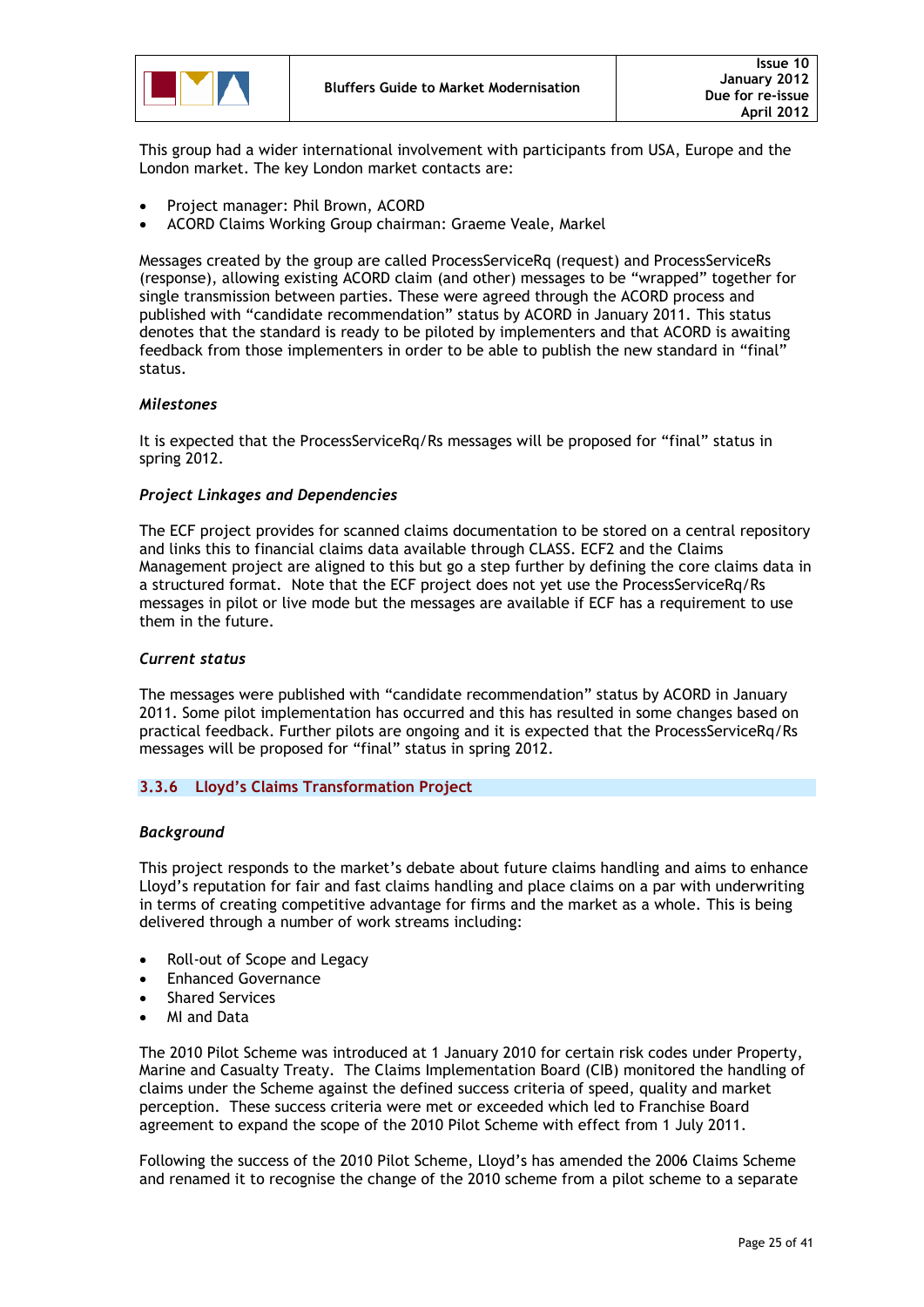This group had a wider international involvement with participants from USA, Europe and the London market. The key London market contacts are:

- Project manager: Phil Brown, ACORD
- ACORD Claims Working Group chairman: Graeme Veale, Markel

Messages created by the group are called ProcessServiceRq (request) and ProcessServiceRs (response), allowing existing ACORD claim (and other) messages to be "wrapped" together for single transmission between parties. These were agreed through the ACORD process and published with "candidate recommendation" status by ACORD in January 2011. This status denotes that the standard is ready to be piloted by implementers and that ACORD is awaiting feedback from those implementers in order to be able to publish the new standard in "final" status.

*Milestones*

It is expected that the ProcessServiceRq/Rs messages will be proposed for "final" status in spring 2012.

*Project Linkages and Dependencies*

The ECF project provides for scanned claims documentation to be stored on a central repository and links this to financial claims data available through CLASS. ECF2 and the Claims Management project are aligned to this but go a step further by defining the core claims data in a structured format. Note that the ECF project does not yet use the ProcessServiceRq/Rs messages in pilot or live mode but the messages are available if ECF has a requirement to use them in the future.

*Current status*

The messages were published with "candidate recommendation" status by ACORD in January 2011. Some pilot implementation has occurred and this has resulted in some changes based on practical feedback. Further pilots are ongoing and it is expected that the ProcessServiceRq/Rs messages will be proposed for "final" status in spring 2012.

### 3.3.6 Lloyd's Claims Transformation Project

*Background*

This project responds to the market's debate about future claims handling and aims to enhance Lloyd's reputation for fair and fast claims handling and place claims on a par with underwriting in terms of creating competitive advantage for firms and the market as a whole. This is being delivered through a number of work streams including:

- Roll-out of Scope and Legacy
- Enhanced Governance
- Shared Services
- MI and Data

The 2010 Pilot Scheme was introduced at 1 January 2010 for certain risk codes under Property, Marine and Casualty Treaty. The Claims Implementation Board (CIB) monitored the handling of claims under the Scheme against the defined success criteria of speed, quality and market perception. These success criteria were met or exceeded which led to Franchise Board agreement to expand the scope of the 2010 Pilot Scheme with effect from 1 July 2011.

Following the success of the 2010 Pilot Scheme, Lloyd's has amended the 2006 Claims Scheme and renamed it to recognise the change of the 2010 scheme from a pilot scheme to a separate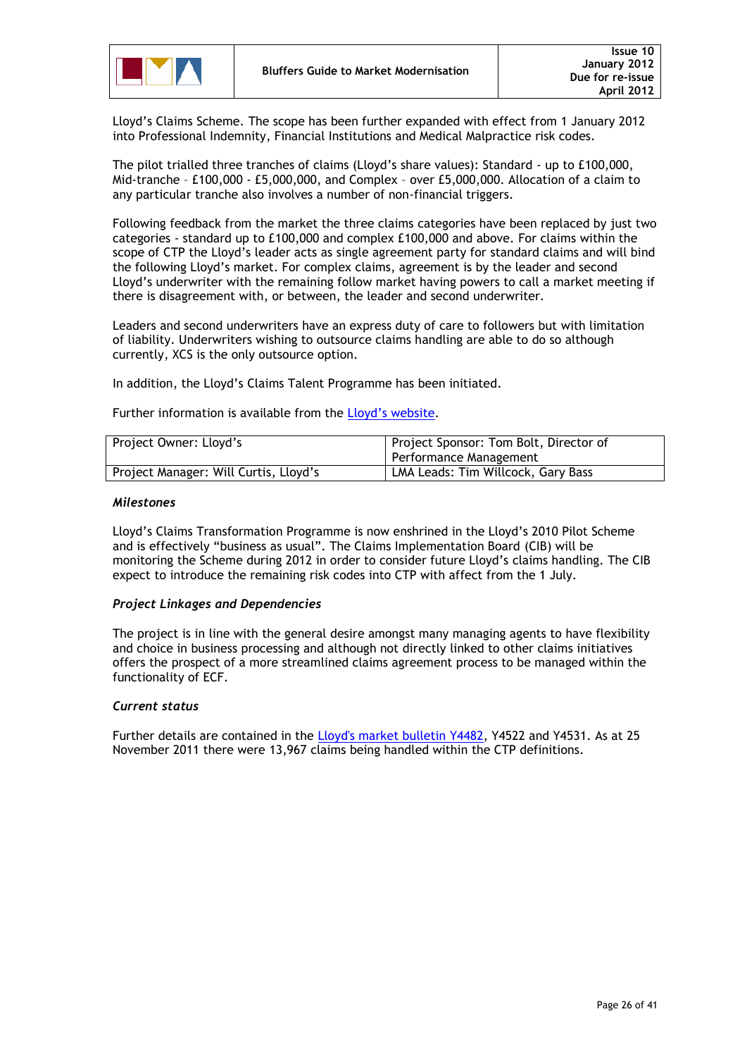Lloyd's Claims Scheme. The scope has been further expanded with effect from 1 January 2012 into Professional Indemnity, Financial Institutions and Medical Malpractice risk codes.

The pilot trialled three tranches of claims (Lloyd's share values): Standard - up to £100,000, Mid-tranche – £100,000 - £5,000,000, and Complex – over £5,000,000. Allocation of a claim to any particular tranche also involves a number of non-financial triggers.

Following feedback from the market the three claims categories have been replaced by just two categories - standard up to £100,000 and complex £100,000 and above. For claims within the scope of CTP the Lloyd's leader acts as single agreement party for standard claims and will bind the following Lloyd's market. For complex claims, agreement is by the leader and second Lloyd's underwriter with the remaining follow market having powers to call a market meeting if there is disagreement with, or between, the leader and second underwriter.

Leaders and second underwriters have an express duty of care to followers but with limitation of liability. Underwriters wishing to outsource claims handling are able to do so although currently, XCS is the only outsource option.

In addition, the Lloyd's Claims Talent Programme has been initiated.

Further information is available from the Lloyd's website.

| Project Owner: Lloyd's | Project Sponsor: Tom Bolt, Director of Performance Management |
|---|---|
| Project Manager: Will Curtis, Lloyd's | LMA Leads: Tim Willcock, Gary Bass |

### *Milestones*

Lloyd's Claims Transformation Programme is now enshrined in the Lloyd's 2010 Pilot Scheme and is effectively "business as usual". The Claims Implementation Board (CIB) will be monitoring the Scheme during 2012 in order to consider future Lloyd's claims handling. The CIB expect to introduce the remaining risk codes into CTP with affect from the 1 July.

### *Project Linkages and Dependencies*

The project is in line with the general desire amongst many managing agents to have flexibility and choice in business processing and although not directly linked to other claims initiatives offers the prospect of a more streamlined claims agreement process to be managed within the functionality of ECF.

### *Current status*

Further details are contained in the Lloyd's market bulletin Y4482, Y4522 and Y4531. As at 25 November 2011 there were 13,967 claims being handled within the CTP definitions.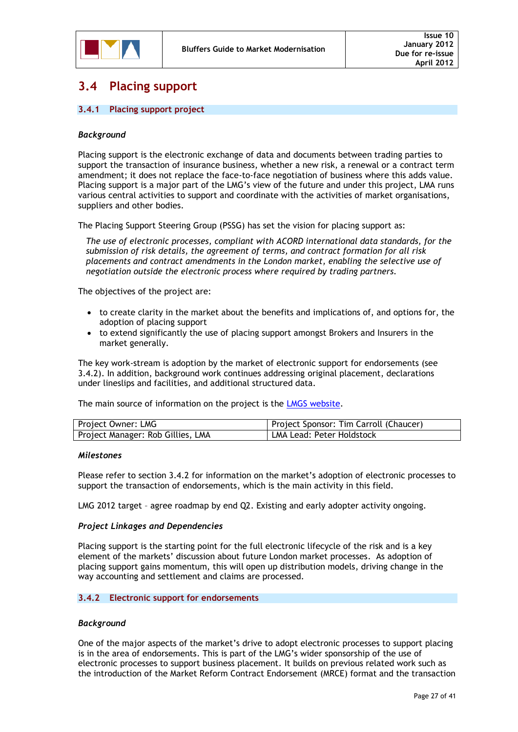## 3.4 Placing support

### 3.4.1 Placing support project

*Background*

Placing support is the electronic exchange of data and documents between trading parties to support the transaction of insurance business, whether a new risk, a renewal or a contract term amendment; it does not replace the face-to-face negotiation of business where this adds value. Placing support is a major part of the LMG's view of the future and under this project, LMA runs various central activities to support and coordinate with the activities of market organisations, suppliers and other bodies.

The Placing Support Steering Group (PSSG) has set the vision for placing support as:

> *The use of electronic processes, compliant with ACORD international data standards, for the submission of risk details, the agreement of terms, and contract formation for all risk placements and contract amendments in the London market, enabling the selective use of negotiation outside the electronic process where required by trading partners.*

The objectives of the project are:

- to create clarity in the market about the benefits and implications of, and options for, the adoption of placing support
- to extend significantly the use of placing support amongst Brokers and Insurers in the market generally.

The key work-stream is adoption by the market of electronic support for endorsements (see 3.4.2). In addition, background work continues addressing original placement, declarations under lineslips and facilities, and additional structured data.

The main source of information on the project is the [LMGS website](LMGS website).

| Project Owner: LMG | Project Sponsor: Tim Carroll (Chaucer) |
|---|---|
| Project Manager: Rob Gillies, LMA | LMA Lead: Peter Holdstock |

*Milestones*

Please refer to section 3.4.2 for information on the market's adoption of electronic processes to support the transaction of endorsements, which is the main activity in this field.

LMG 2012 target – agree roadmap by end Q2. Existing and early adopter activity ongoing.

*Project Linkages and Dependencies*

Placing support is the starting point for the full electronic lifecycle of the risk and is a key element of the markets' discussion about future London market processes. As adoption of placing support gains momentum, this will open up distribution models, driving change in the way accounting and settlement and claims are processed.

### 3.4.2 Electronic support for endorsements

*Background*

One of the major aspects of the market's drive to adopt electronic processes to support placing is in the area of endorsements. This is part of the LMG's wider sponsorship of the use of electronic processes to support business placement. It builds on previous related work such as the introduction of the Market Reform Contract Endorsement (MRCE) format and the transaction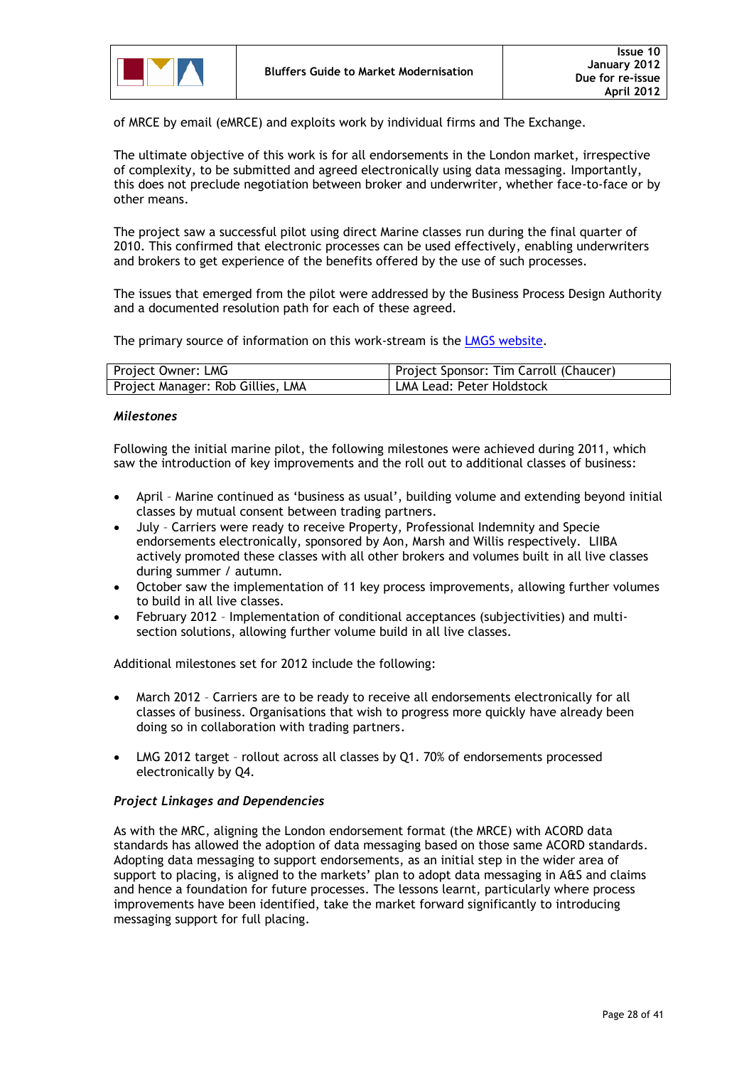of MRCE by email (eMRCE) and exploits work by individual firms and The Exchange.

The ultimate objective of this work is for all endorsements in the London market, irrespective of complexity, to be submitted and agreed electronically using data messaging. Importantly, this does not preclude negotiation between broker and underwriter, whether face-to-face or by other means.

The project saw a successful pilot using direct Marine classes run during the final quarter of 2010. This confirmed that electronic processes can be used effectively, enabling underwriters and brokers to get experience of the benefits offered by the use of such processes.

The issues that emerged from the pilot were addressed by the Business Process Design Authority and a documented resolution path for each of these agreed.

The primary source of information on this work-stream is the LMGS website.

| Project Owner: LMG | Project Sponsor: Tim Carroll (Chaucer) |
|---|---|
| Project Manager: Rob Gillies, LMA | LMA Lead: Peter Holdstock |

*Milestones*

Following the initial marine pilot, the following milestones were achieved during 2011, which saw the introduction of key improvements and the roll out to additional classes of business:

- April – Marine continued as 'business as usual', building volume and extending beyond initial classes by mutual consent between trading partners.
- July – Carriers were ready to receive Property, Professional Indemnity and Specie endorsements electronically, sponsored by Aon, Marsh and Willis respectively. LIIBA actively promoted these classes with all other brokers and volumes built in all live classes during summer / autumn.
- October saw the implementation of 11 key process improvements, allowing further volumes to build in all live classes.
- February 2012 – Implementation of conditional acceptances (subjectivities) and multi-section solutions, allowing further volume build in all live classes.

Additional milestones set for 2012 include the following:

- March 2012 – Carriers are to be ready to receive all endorsements electronically for all classes of business. Organisations that wish to progress more quickly have already been doing so in collaboration with trading partners.

- LMG 2012 target – rollout across all classes by Q1. 70% of endorsements processed electronically by Q4.

*Project Linkages and Dependencies*

As with the MRC, aligning the London endorsement format (the MRCE) with ACORD data standards has allowed the adoption of data messaging based on those same ACORD standards. Adopting data messaging to support endorsements, as an initial step in the wider area of support to placing, is aligned to the markets' plan to adopt data messaging in A&S and claims and hence a foundation for future processes. The lessons learnt, particularly where process improvements have been identified, take the market forward significantly to introducing messaging support for full placing.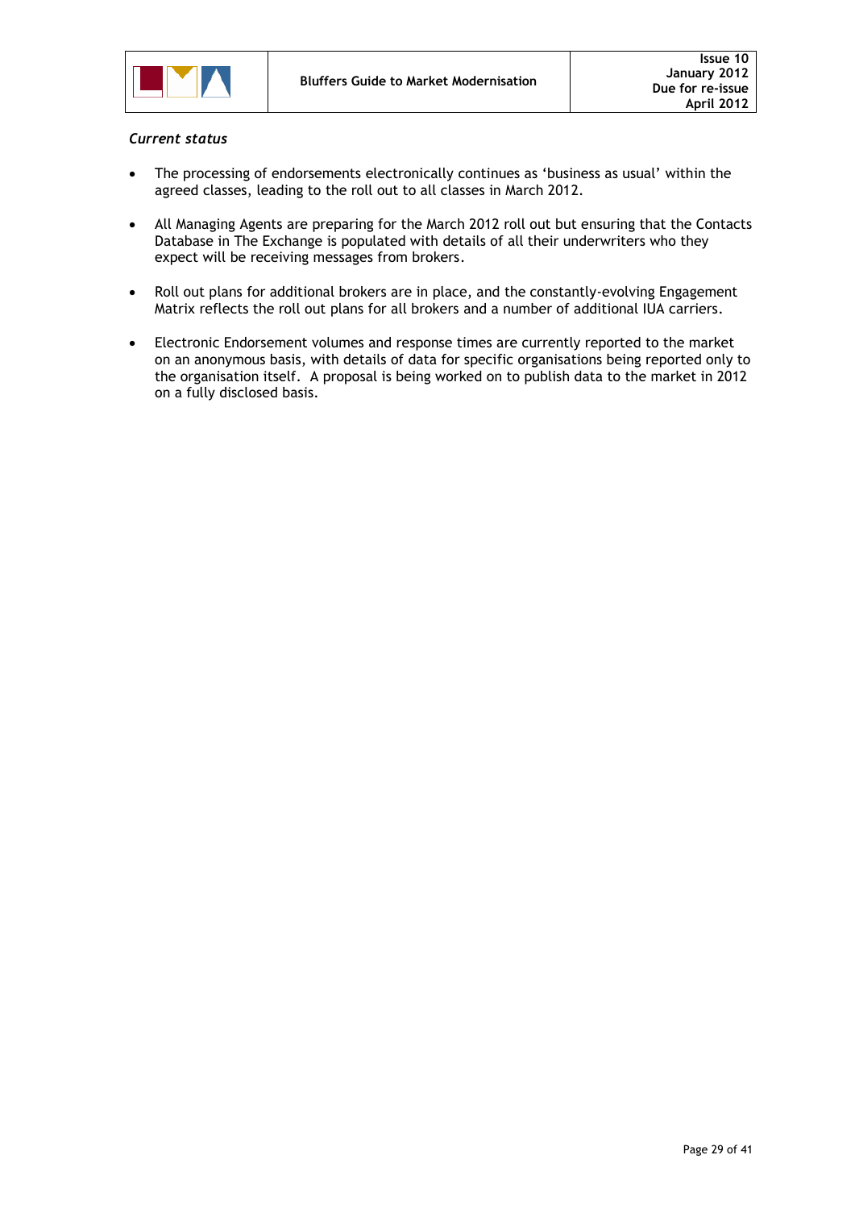*Current status*

- The processing of endorsements electronically continues as 'business as usual' within the agreed classes, leading to the roll out to all classes in March 2012.
- All Managing Agents are preparing for the March 2012 roll out but ensuring that the Contacts Database in The Exchange is populated with details of all their underwriters who they expect will be receiving messages from brokers.
- Roll out plans for additional brokers are in place, and the constantly-evolving Engagement Matrix reflects the roll out plans for all brokers and a number of additional IUA carriers.
- Electronic Endorsement volumes and response times are currently reported to the market on an anonymous basis, with details of data for specific organisations being reported only to the organisation itself. A proposal is being worked on to publish data to the market in 2012 on a fully disclosed basis.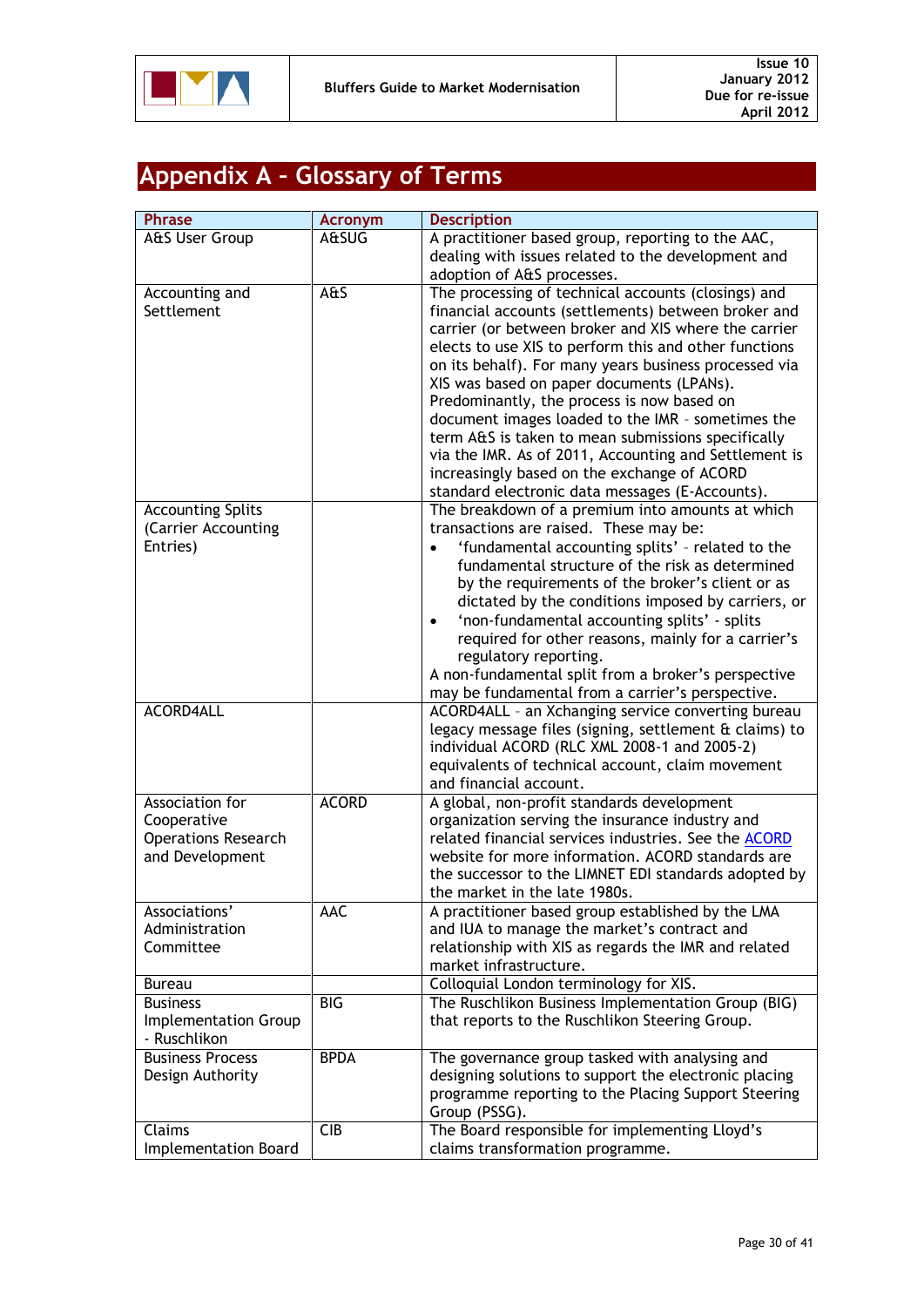# Appendix A – Glossary of Terms

| Phrase | Acronym | Description |
|---|---|---|
| A&S User Group | A&SUG | A practitioner based group, reporting to the AAC, dealing with issues related to the development and adoption of A&S processes. |
| Accounting and Settlement | A&S | The processing of technical accounts (closings) and financial accounts (settlements) between broker and carrier (or between broker and XIS where the carrier elects to use XIS to perform this and other functions on its behalf). For many years business processed via XIS was based on paper documents (LPANs). Predominantly, the process is now based on document images loaded to the IMR – sometimes the term A&S is taken to mean submissions specifically via the IMR. As of 2011, Accounting and Settlement is increasingly based on the exchange of ACORD standard electronic data messages (E-Accounts). |
| Accounting Splits (Carrier Accounting Entries) | | The breakdown of a premium into amounts at which transactions are raised. These may be:<br>• 'fundamental accounting splits' – related to the fundamental structure of the risk as determined by the requirements of the broker's client or as dictated by the conditions imposed by carriers, or<br>• 'non-fundamental accounting splits' - splits required for other reasons, mainly for a carrier's regulatory reporting.<br>A non-fundamental split from a broker's perspective may be fundamental from a carrier's perspective. |
| ACORD4ALL | | ACORD4ALL – an Xchanging service converting bureau legacy message files (signing, settlement & claims) to individual ACORD (RLC XML 2008-1 and 2005-2) equivalents of technical account, claim movement and financial account. |
| Association for Cooperative Operations Research and Development | ACORD | A global, non-profit standards development organization serving the insurance industry and related financial services industries. See the ACORD website for more information. ACORD standards are the successor to the LIMNET EDI standards adopted by the market in the late 1980s. |
| Associations' Administration Committee | AAC | A practitioner based group established by the LMA and IUA to manage the market's contract and relationship with XIS as regards the IMR and related market infrastructure. |
| Bureau | | Colloquial London terminology for XIS. |
| Business Implementation Group - Ruschlikon | BIG | The Ruschlikon Business Implementation Group (BIG) that reports to the Ruschlikon Steering Group. |
| Business Process Design Authority | BPDA | The governance group tasked with analysing and designing solutions to support the electronic placing programme reporting to the Placing Support Steering Group (PSSG). |
| Claims Implementation Board | CIB | The Board responsible for implementing Lloyd's claims transformation programme. |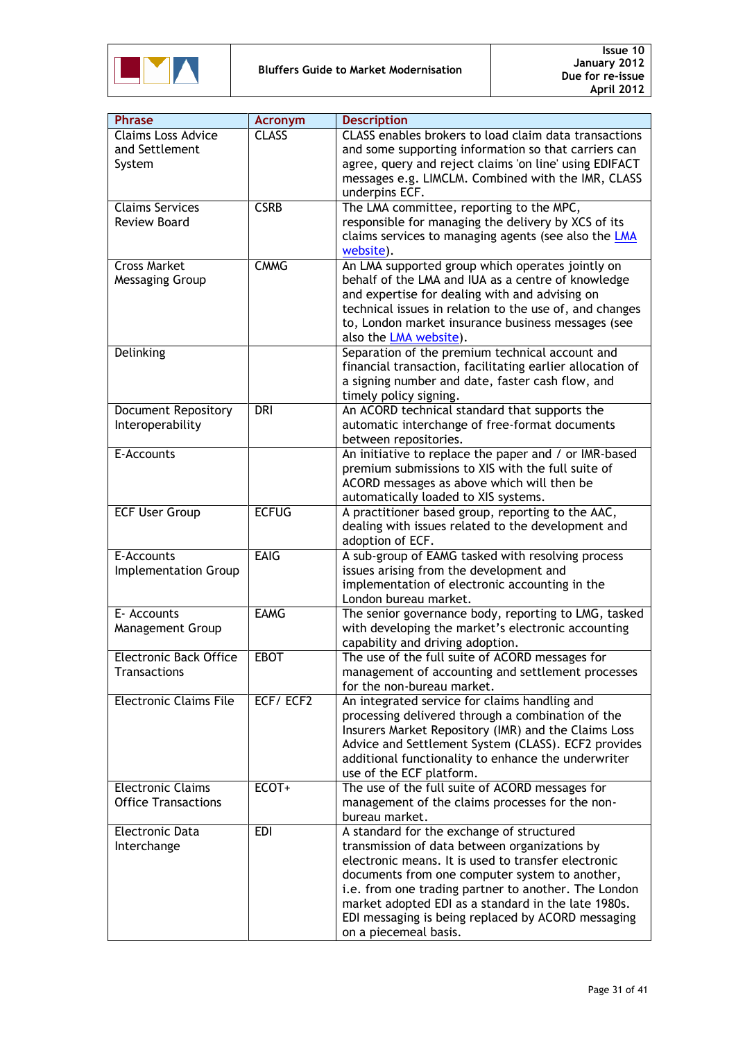| Phrase | Acronym | Description |
| --- | --- | --- |
| Claims Loss Advice and Settlement System | CLASS | CLASS enables brokers to load claim data transactions and some supporting information so that carriers can agree, query and reject claims 'on line' using EDIFACT messages e.g. LIMCLM. Combined with the IMR, CLASS underpins ECF. |
| Claims Services Review Board | CSRB | The LMA committee, reporting to the MPC, responsible for managing the delivery by XCS of its claims services to managing agents (see also the LMA website). |
| Cross Market Messaging Group | CMMG | An LMA supported group which operates jointly on behalf of the LMA and IUA as a centre of knowledge and expertise for dealing with and advising on technical issues in relation to the use of, and changes to, London market insurance business messages (see also the LMA website). |
| Delinking | | Separation of the premium technical account and financial transaction, facilitating earlier allocation of a signing number and date, faster cash flow, and timely policy signing. |
| Document Repository Interoperability | DRI | An ACORD technical standard that supports the automatic interchange of free-format documents between repositories. |
| E-Accounts | | An initiative to replace the paper and / or IMR-based premium submissions to XIS with the full suite of ACORD messages as above which will then be automatically loaded to XIS systems. |
| ECF User Group | ECFUG | A practitioner based group, reporting to the AAC, dealing with issues related to the development and adoption of ECF. |
| E-Accounts Implementation Group | EAIG | A sub-group of EAMG tasked with resolving process issues arising from the development and implementation of electronic accounting in the London bureau market. |
| E- Accounts Management Group | EAMG | The senior governance body, reporting to LMG, tasked with developing the market's electronic accounting capability and driving adoption. |
| Electronic Back Office Transactions | EBOT | The use of the full suite of ACORD messages for management of accounting and settlement processes for the non-bureau market. |
| Electronic Claims File | ECF/ ECF2 | An integrated service for claims handling and processing delivered through a combination of the Insurers Market Repository (IMR) and the Claims Loss Advice and Settlement System (CLASS). ECF2 provides additional functionality to enhance the underwriter use of the ECF platform. |
| Electronic Claims Office Transactions | ECOT+ | The use of the full suite of ACORD messages for management of the claims processes for the non-bureau market. |
| Electronic Data Interchange | EDI | A standard for the exchange of structured transmission of data between organizations by electronic means. It is used to transfer electronic documents from one computer system to another, i.e. from one trading partner to another. The London market adopted EDI as a standard in the late 1980s. EDI messaging is being replaced by ACORD messaging on a piecemeal basis. |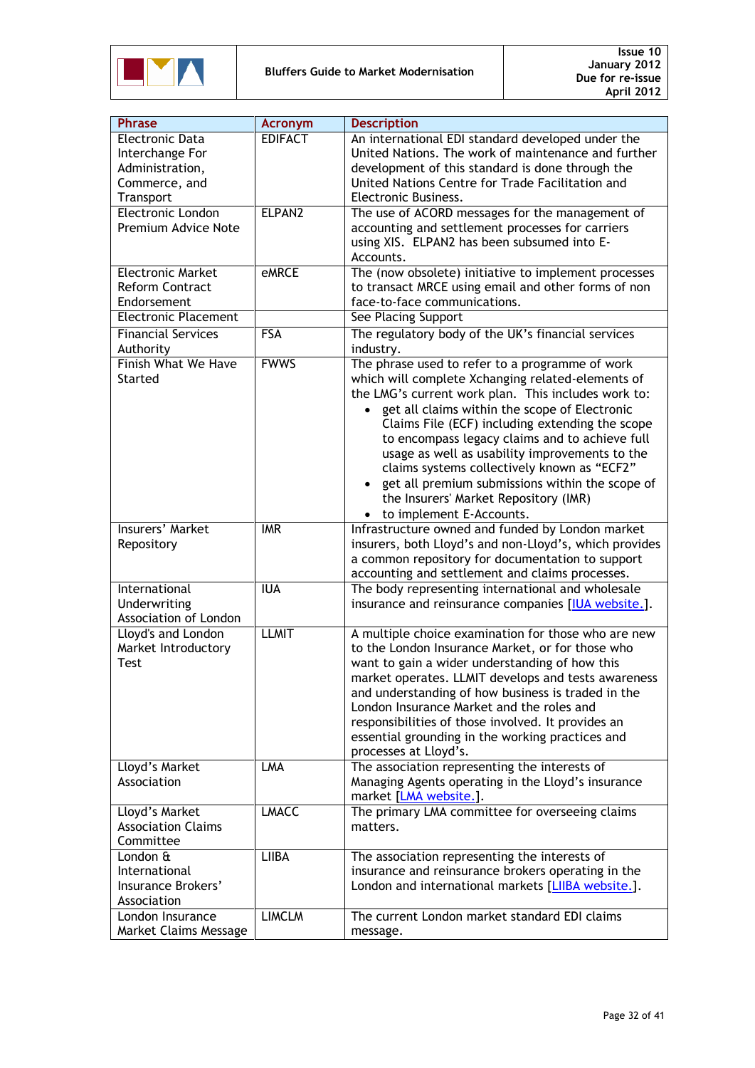| Phrase | Acronym | Description |
|---|---|---|
| Electronic Data Interchange For Administration, Commerce, and Transport | EDIFACT | An international EDI standard developed under the United Nations. The work of maintenance and further development of this standard is done through the United Nations Centre for Trade Facilitation and Electronic Business. |
| Electronic London Premium Advice Note | ELPAN2 | The use of ACORD messages for the management of accounting and settlement processes for carriers using XIS. ELPAN2 has been subsumed into E-Accounts. |
| Electronic Market Reform Contract Endorsement | eMRCE | The (now obsolete) initiative to implement processes to transact MRCE using email and other forms of non face-to-face communications. |
| Electronic Placement | | See Placing Support |
| Financial Services Authority | FSA | The regulatory body of the UK's financial services industry. |
| Finish What We Have Started | FWWS | The phrase used to refer to a programme of work which will complete Xchanging related-elements of the LMG's current work plan. This includes work to: • get all claims within the scope of Electronic Claims File (ECF) including extending the scope to encompass legacy claims and to achieve full usage as well as usability improvements to the claims systems collectively known as "ECF2" • get all premium submissions within the scope of the Insurers' Market Repository (IMR) • to implement E-Accounts. |
| Insurers' Market Repository | IMR | Infrastructure owned and funded by London market insurers, both Lloyd's and non-Lloyd's, which provides a common repository for documentation to support accounting and settlement and claims processes. |
| International Underwriting Association of London | IUA | The body representing international and wholesale insurance and reinsurance companies [IUA website.]. |
| Lloyd's and London Market Introductory Test | LLMIT | A multiple choice examination for those who are new to the London Insurance Market, or for those who want to gain a wider understanding of how this market operates. LLMIT develops and tests awareness and understanding of how business is traded in the London Insurance Market and the roles and responsibilities of those involved. It provides an essential grounding in the working practices and processes at Lloyd's. |
| Lloyd's Market Association | LMA | The association representing the interests of Managing Agents operating in the Lloyd's insurance market [LMA website.]. |
| Lloyd's Market Association Claims Committee | LMACC | The primary LMA committee for overseeing claims matters. |
| London & International Insurance Brokers' Association | LIIBA | The association representing the interests of insurance and reinsurance brokers operating in the London and international markets [LIIBA website.]. |
| London Insurance Market Claims Message | LIMCLM | The current London market standard EDI claims message. |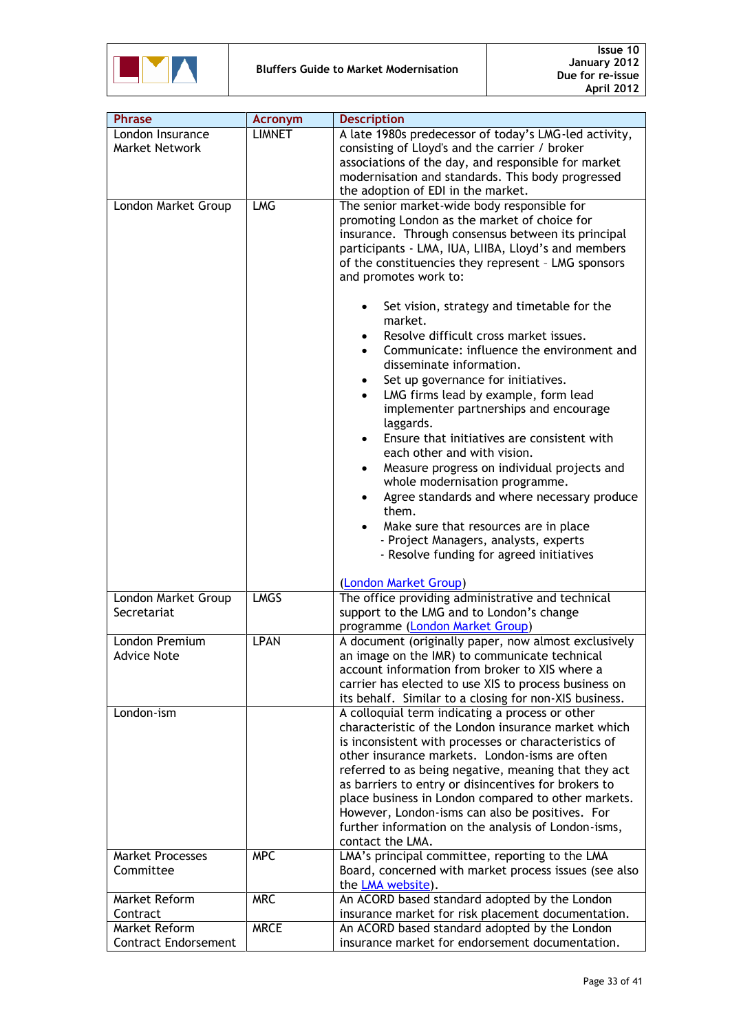| Phrase | Acronym | Description |
|---|---|---|
| London Insurance Market Network | LIMNET | A late 1980s predecessor of today's LMG-led activity, consisting of Lloyd's and the carrier / broker associations of the day, and responsible for market modernisation and standards. This body progressed the adoption of EDI in the market. |
| London Market Group | LMG | The senior market-wide body responsible for promoting London as the market of choice for insurance. Through consensus between its principal participants - LMA, IUA, LIIBA, Lloyd's and members of the constituencies they represent – LMG sponsors and promotes work to:<br><br>• Set vision, strategy and timetable for the market.<br>• Resolve difficult cross market issues.<br>• Communicate: influence the environment and disseminate information.<br>• Set up governance for initiatives.<br>• LMG firms lead by example, form lead implementer partnerships and encourage laggards.<br>• Ensure that initiatives are consistent with each other and with vision.<br>• Measure progress on individual projects and whole modernisation programme.<br>• Agree standards and where necessary produce them.<br>• Make sure that resources are in place<br>- Project Managers, analysts, experts<br>- Resolve funding for agreed initiatives<br><br>(London Market Group) |
| London Market Group Secretariat | LMGS | The office providing administrative and technical support to the LMG and to London's change programme (London Market Group) |
| London Premium Advice Note | LPAN | A document (originally paper, now almost exclusively an image on the IMR) to communicate technical account information from broker to XIS where a carrier has elected to use XIS to process business on its behalf. Similar to a closing for non-XIS business. |
| London-ism | | A colloquial term indicating a process or other characteristic of the London insurance market which is inconsistent with processes or characteristics of other insurance markets. London-isms are often referred to as being negative, meaning that they act as barriers to entry or disincentives for brokers to place business in London compared to other markets. However, London-isms can also be positives. For further information on the analysis of London-isms, contact the LMA. |
| Market Processes Committee | MPC | LMA's principal committee, reporting to the LMA Board, concerned with market process issues (see also the LMA website). |
| Market Reform Contract | MRC | An ACORD based standard adopted by the London insurance market for risk placement documentation. |
| Market Reform Contract Endorsement | MRCE | An ACORD based standard adopted by the London insurance market for endorsement documentation. |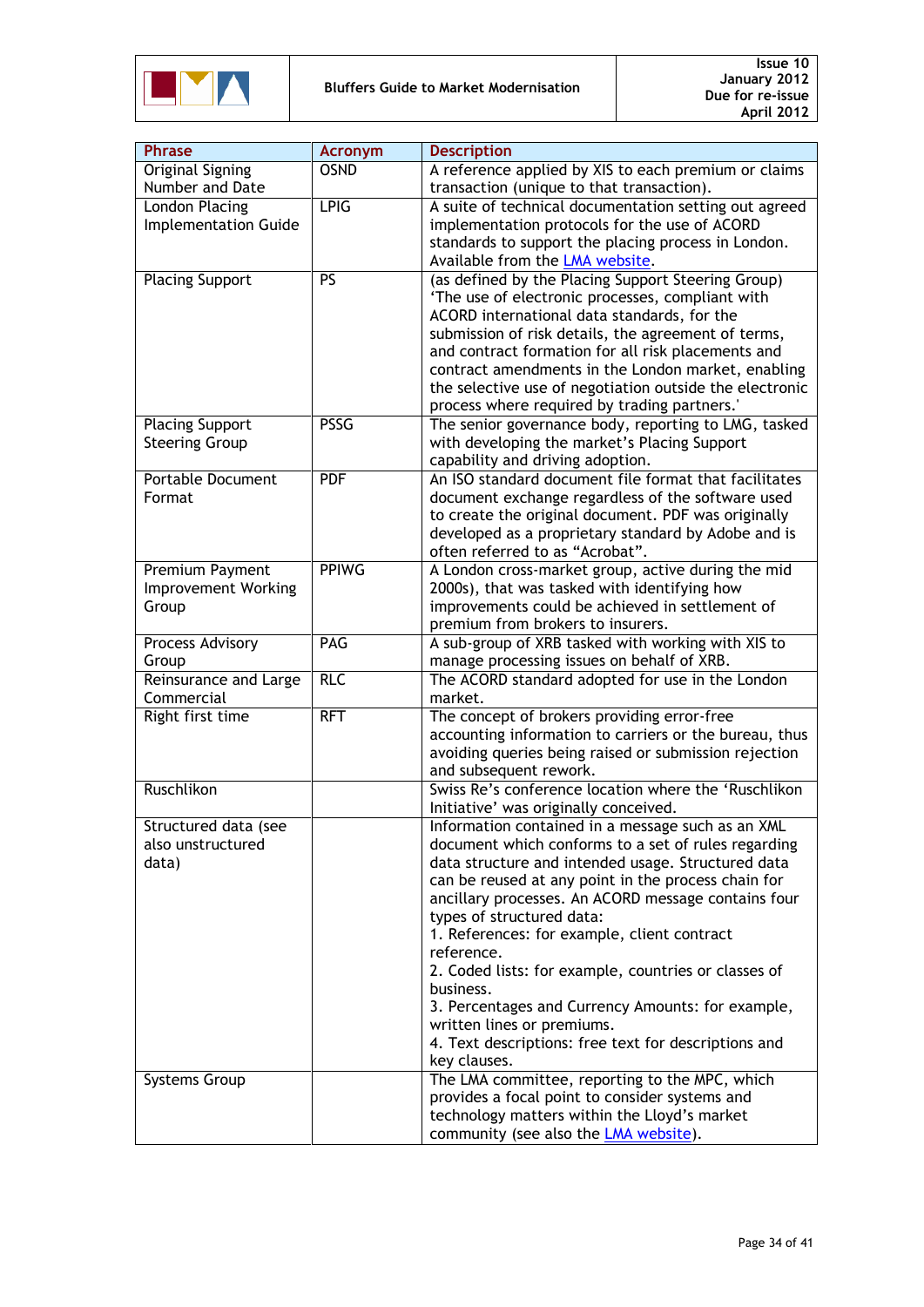| Phrase | Acronym | Description |
|---|---|---|
| Original Signing Number and Date | OSND | A reference applied by XIS to each premium or claims transaction (unique to that transaction). |
| London Placing Implementation Guide | LPIG | A suite of technical documentation setting out agreed implementation protocols for the use of ACORD standards to support the placing process in London. Available from the [LMA website](). |
| Placing Support | PS | (as defined by the Placing Support Steering Group) 'The use of electronic processes, compliant with ACORD international data standards, for the submission of risk details, the agreement of terms, and contract formation for all risk placements and contract amendments in the London market, enabling the selective use of negotiation outside the electronic process where required by trading partners.' |
| Placing Support Steering Group | PSSG | The senior governance body, reporting to LMG, tasked with developing the market's Placing Support capability and driving adoption. |
| Portable Document Format | PDF | An ISO standard document file format that facilitates document exchange regardless of the software used to create the original document. PDF was originally developed as a proprietary standard by Adobe and is often referred to as "Acrobat". |
| Premium Payment Improvement Working Group | PPIWG | A London cross-market group, active during the mid 2000s), that was tasked with identifying how improvements could be achieved in settlement of premium from brokers to insurers. |
| Process Advisory Group | PAG | A sub-group of XRB tasked with working with XIS to manage processing issues on behalf of XRB. |
| Reinsurance and Large Commercial | RLC | The ACORD standard adopted for use in the London market. |
| Right first time | RFT | The concept of brokers providing error-free accounting information to carriers or the bureau, thus avoiding queries being raised or submission rejection and subsequent rework. |
| Ruschlikon | | Swiss Re's conference location where the 'Ruschlikon Initiative' was originally conceived. |
| Structured data (see also unstructured data) | | Information contained in a message such as an XML document which conforms to a set of rules regarding data structure and intended usage. Structured data can be reused at any point in the process chain for ancillary processes. An ACORD message contains four types of structured data:<br>1. References: for example, client contract reference.<br>2. Coded lists: for example, countries or classes of business.<br>3. Percentages and Currency Amounts: for example, written lines or premiums.<br>4. Text descriptions: free text for descriptions and key clauses. |
| Systems Group | | The LMA committee, reporting to the MPC, which provides a focal point to consider systems and technology matters within the Lloyd's market community (see also the [LMA website]()). |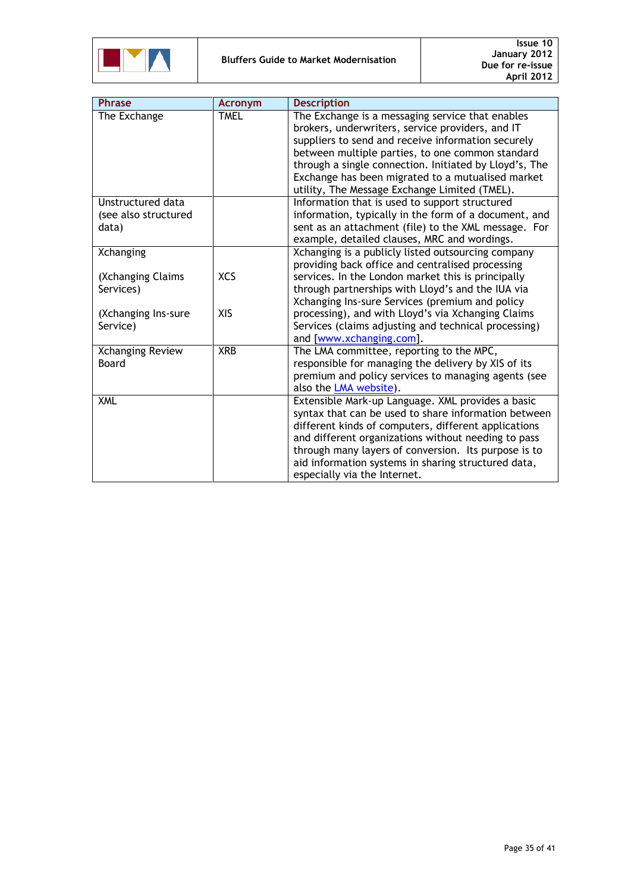| Phrase | Acronym | Description |
|---|---|---|
| The Exchange | TMEL | The Exchange is a messaging service that enables brokers, underwriters, service providers, and IT suppliers to send and receive information securely between multiple parties, to one common standard through a single connection. Initiated by Lloyd's, The Exchange has been migrated to a mutualised market utility, The Message Exchange Limited (TMEL). |
| Unstructured data (see also structured data) | | Information that is used to support structured information, typically in the form of a document, and sent as an attachment (file) to the XML message. For example, detailed clauses, MRC and wordings. |
| Xchanging<br><br>(Xchanging Claims Services)<br><br>(Xchanging Ins-sure Service) | <br><br>XCS<br><br>XIS | Xchanging is a publicly listed outsourcing company providing back office and centralised processing services. In the London market this is principally through partnerships with Lloyd's and the IUA via Xchanging Ins-sure Services (premium and policy processing), and with Lloyd's via Xchanging Claims Services (claims adjusting and technical processing) and [www.xchanging.com]. |
| Xchanging Review Board | XRB | The LMA committee, reporting to the MPC, responsible for managing the delivery by XIS of its premium and policy services to managing agents (see also the LMA website). |
| XML | | Extensible Mark-up Language. XML provides a basic syntax that can be used to share information between different kinds of computers, different applications and different organizations without needing to pass through many layers of conversion. Its purpose is to aid information systems in sharing structured data, especially via the Internet. |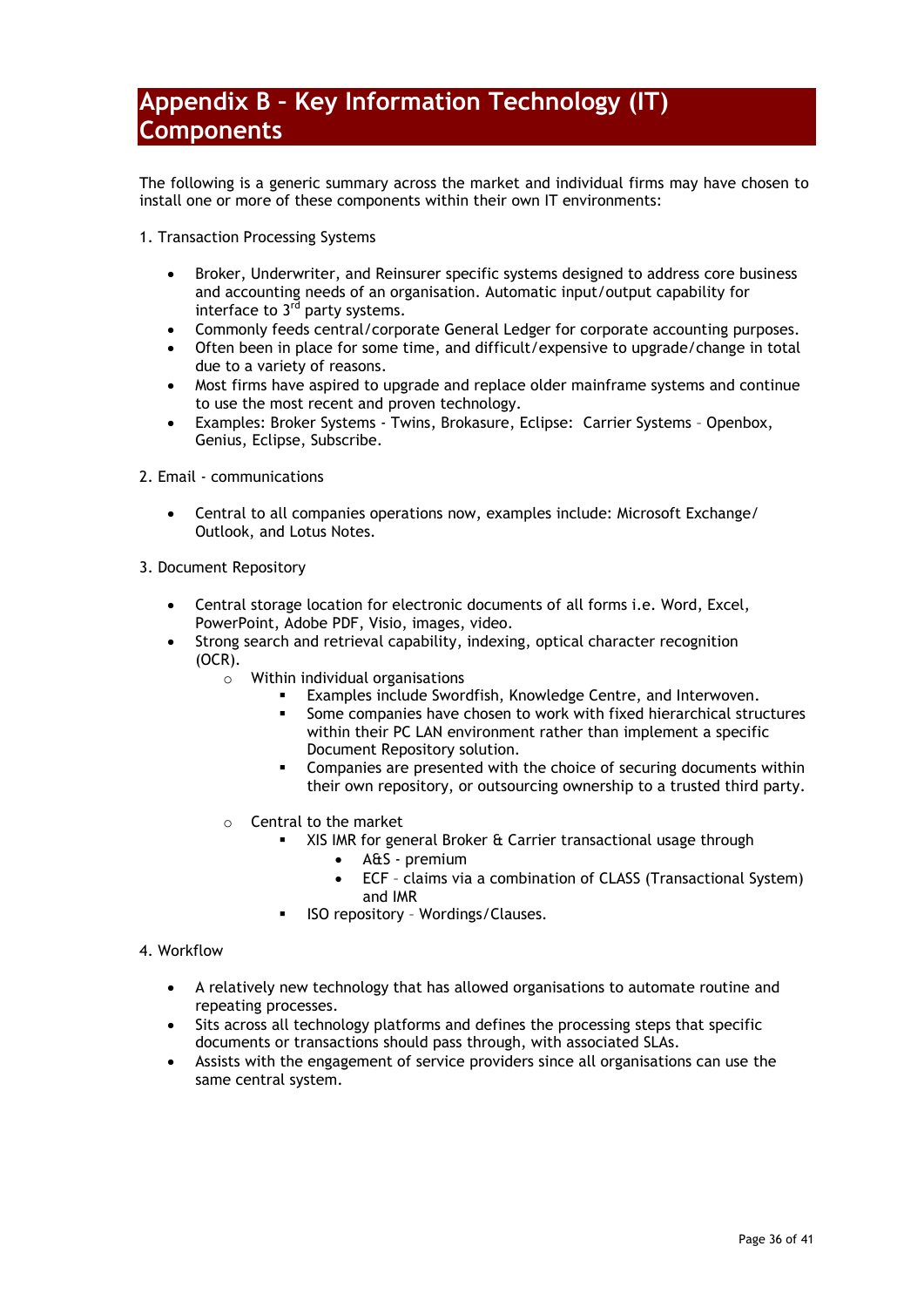# Appendix B – Key Information Technology (IT) Components

The following is a generic summary across the market and individual firms may have chosen to install one or more of these components within their own IT environments:

1. Transaction Processing Systems

- Broker, Underwriter, and Reinsurer specific systems designed to address core business and accounting needs of an organisation. Automatic input/output capability for interface to 3rd party systems.
- Commonly feeds central/corporate General Ledger for corporate accounting purposes.
- Often been in place for some time, and difficult/expensive to upgrade/change in total due to a variety of reasons.
- Most firms have aspired to upgrade and replace older mainframe systems and continue to use the most recent and proven technology.
- Examples: Broker Systems - Twins, Brokasure, Eclipse: Carrier Systems – Openbox, Genius, Eclipse, Subscribe.

2. Email - communications

- Central to all companies operations now, examples include: Microsoft Exchange/ Outlook, and Lotus Notes.

3. Document Repository

- Central storage location for electronic documents of all forms i.e. Word, Excel, PowerPoint, Adobe PDF, Visio, images, video.
- Strong search and retrieval capability, indexing, optical character recognition (OCR).
    - Within individual organisations
        - Examples include Swordfish, Knowledge Centre, and Interwoven.
        - Some companies have chosen to work with fixed hierarchical structures within their PC LAN environment rather than implement a specific Document Repository solution.
        - Companies are presented with the choice of securing documents within their own repository, or outsourcing ownership to a trusted third party.
    - Central to the market
        - XIS IMR for general Broker & Carrier transactional usage through
            - A&S - premium
            - ECF – claims via a combination of CLASS (Transactional System) and IMR
        - ISO repository – Wordings/Clauses.

4. Workflow

- A relatively new technology that has allowed organisations to automate routine and repeating processes.
- Sits across all technology platforms and defines the processing steps that specific documents or transactions should pass through, with associated SLAs.
- Assists with the engagement of service providers since all organisations can use the same central system.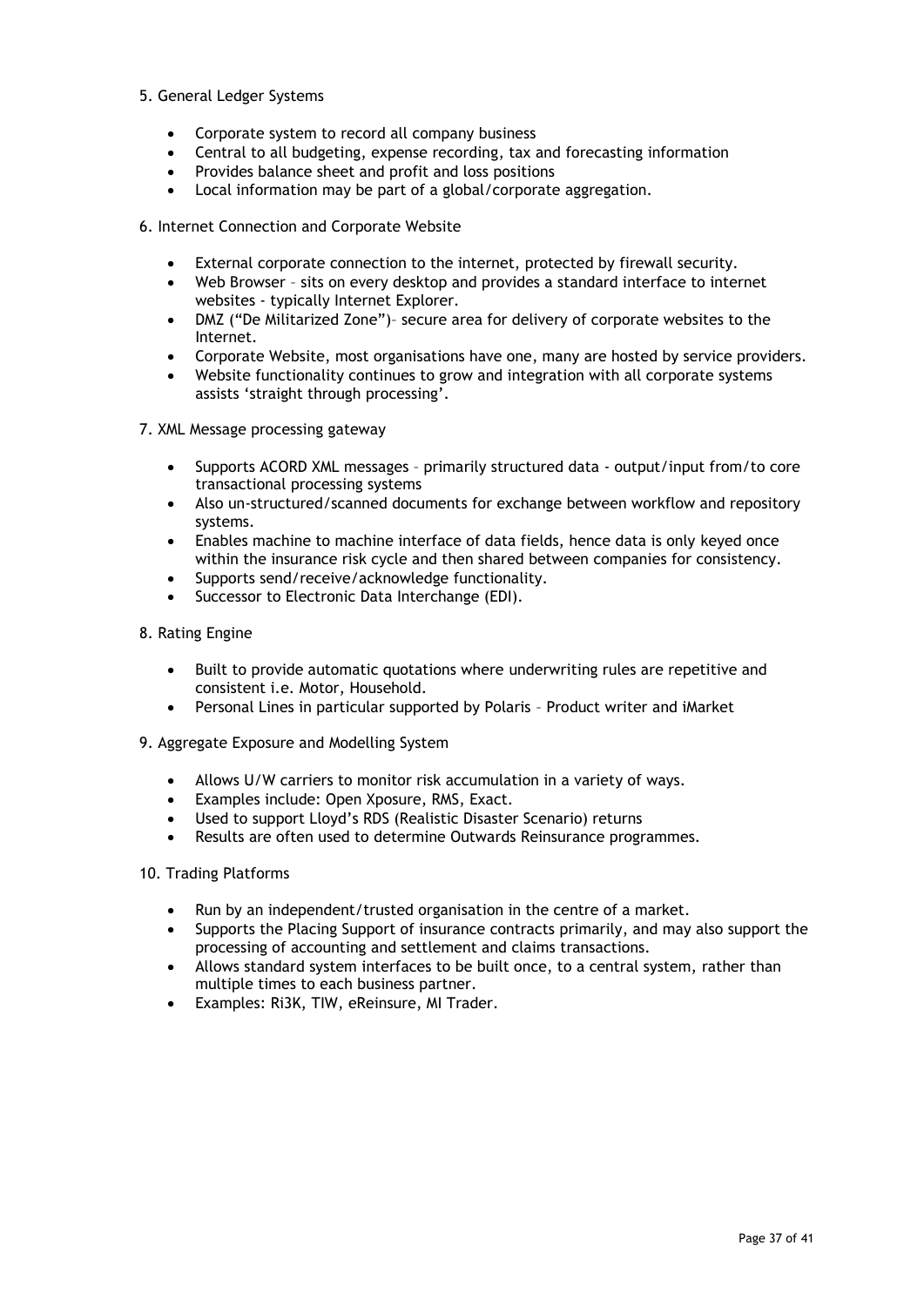5. General Ledger Systems

- Corporate system to record all company business
- Central to all budgeting, expense recording, tax and forecasting information
- Provides balance sheet and profit and loss positions
- Local information may be part of a global/corporate aggregation.

6. Internet Connection and Corporate Website

- External corporate connection to the internet, protected by firewall security.
- Web Browser – sits on every desktop and provides a standard interface to internet websites - typically Internet Explorer.
- DMZ ("De Militarized Zone")– secure area for delivery of corporate websites to the Internet.
- Corporate Website, most organisations have one, many are hosted by service providers.
- Website functionality continues to grow and integration with all corporate systems assists 'straight through processing'.

7. XML Message processing gateway

- Supports ACORD XML messages – primarily structured data - output/input from/to core transactional processing systems
- Also un-structured/scanned documents for exchange between workflow and repository systems.
- Enables machine to machine interface of data fields, hence data is only keyed once within the insurance risk cycle and then shared between companies for consistency.
- Supports send/receive/acknowledge functionality.
- Successor to Electronic Data Interchange (EDI).

8. Rating Engine

- Built to provide automatic quotations where underwriting rules are repetitive and consistent i.e. Motor, Household.
- Personal Lines in particular supported by Polaris – Product writer and iMarket

9. Aggregate Exposure and Modelling System

- Allows U/W carriers to monitor risk accumulation in a variety of ways.
- Examples include: Open Xposure, RMS, Exact.
- Used to support Lloyd's RDS (Realistic Disaster Scenario) returns
- Results are often used to determine Outwards Reinsurance programmes.

10. Trading Platforms

- Run by an independent/trusted organisation in the centre of a market.
- Supports the Placing Support of insurance contracts primarily, and may also support the processing of accounting and settlement and claims transactions.
- Allows standard system interfaces to be built once, to a central system, rather than multiple times to each business partner.
- Examples: Ri3K, TIW, eReinsure, MI Trader.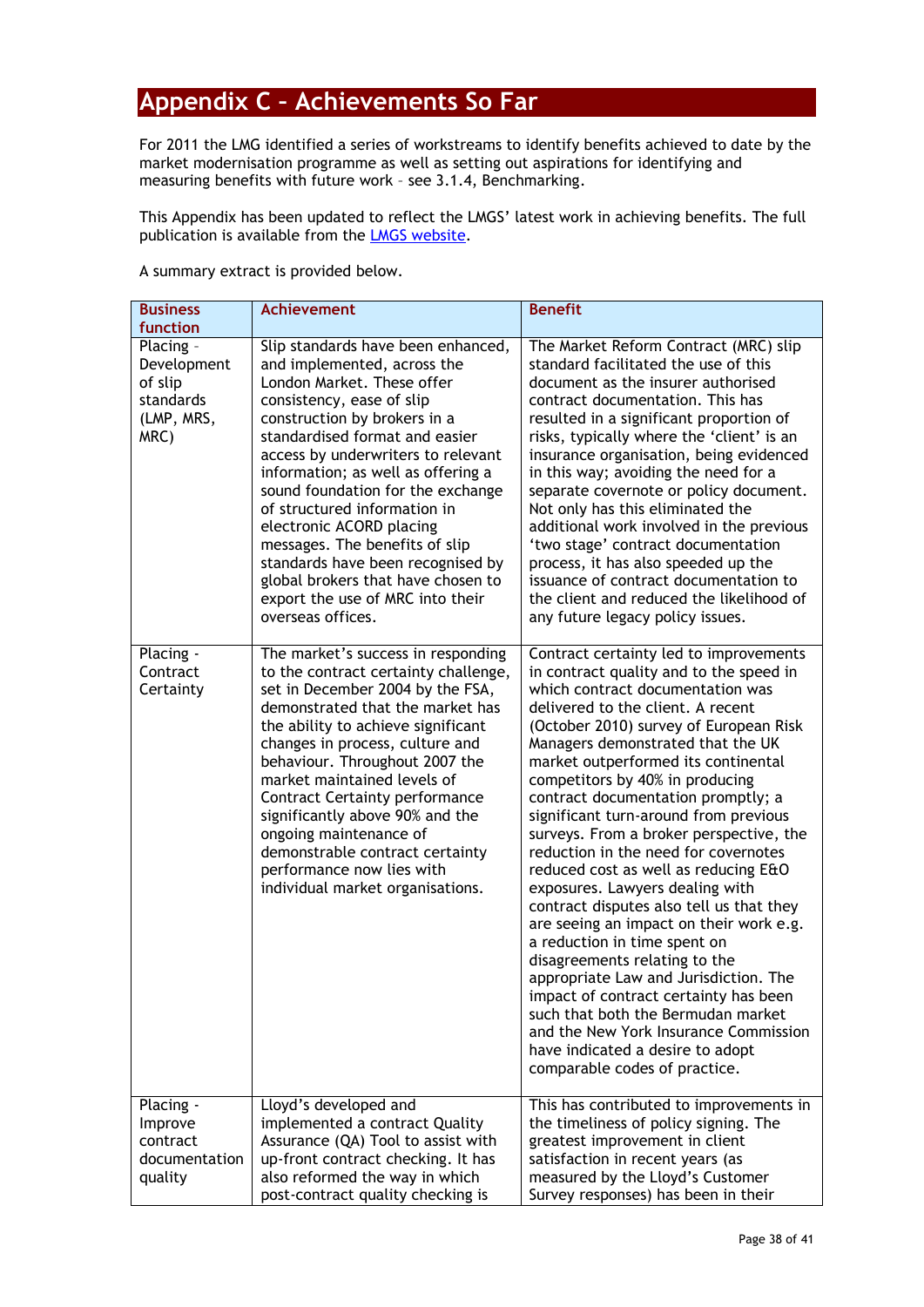# Appendix C – Achievements So Far

For 2011 the LMG identified a series of workstreams to identify benefits achieved to date by the market modernisation programme as well as setting out aspirations for identifying and measuring benefits with future work – see 3.1.4, Benchmarking.

This Appendix has been updated to reflect the LMGS' latest work in achieving benefits. The full publication is available from the LMGS website.

A summary extract is provided below.

| Business function | Achievement | Benefit |
|---|---|---|
| Placing – Development of slip standards (LMP, MRS, MRC) | Slip standards have been enhanced, and implemented, across the London Market. These offer consistency, ease of slip construction by brokers in a standardised format and easier access by underwriters to relevant information; as well as offering a sound foundation for the exchange of structured information in electronic ACORD placing messages. The benefits of slip standards have been recognised by global brokers that have chosen to export the use of MRC into their overseas offices. | The Market Reform Contract (MRC) slip standard facilitated the use of this document as the insurer authorised contract documentation. This has resulted in a significant proportion of risks, typically where the 'client' is an insurance organisation, being evidenced in this way; avoiding the need for a separate covernote or policy document. Not only has this eliminated the additional work involved in the previous 'two stage' contract documentation process, it has also speeded up the issuance of contract documentation to the client and reduced the likelihood of any future legacy policy issues. |
| Placing - Contract Certainty | The market's success in responding to the contract certainty challenge, set in December 2004 by the FSA, demonstrated that the market has the ability to achieve significant changes in process, culture and behaviour. Throughout 2007 the market maintained levels of Contract Certainty performance significantly above 90% and the ongoing maintenance of demonstrable contract certainty performance now lies with individual market organisations. | Contract certainty led to improvements in contract quality and to the speed in which contract documentation was delivered to the client. A recent (October 2010) survey of European Risk Managers demonstrated that the UK market outperformed its continental competitors by 40% in producing contract documentation promptly; a significant turn-around from previous surveys. From a broker perspective, the reduction in the need for covernotes reduced cost as well as reducing E&O exposures. Lawyers dealing with contract disputes also tell us that they are seeing an impact on their work e.g. a reduction in time spent on disagreements relating to the appropriate Law and Jurisdiction. The impact of contract certainty has been such that both the Bermudan market and the New York Insurance Commission have indicated a desire to adopt comparable codes of practice. |
| Placing - Improve contract documentation quality | Lloyd's developed and implemented a contract Quality Assurance (QA) Tool to assist with up-front contract checking. It has also reformed the way in which post-contract quality checking is | This has contributed to improvements in the timeliness of policy signing. The greatest improvement in client satisfaction in recent years (as measured by the Lloyd's Customer Survey responses) has been in their |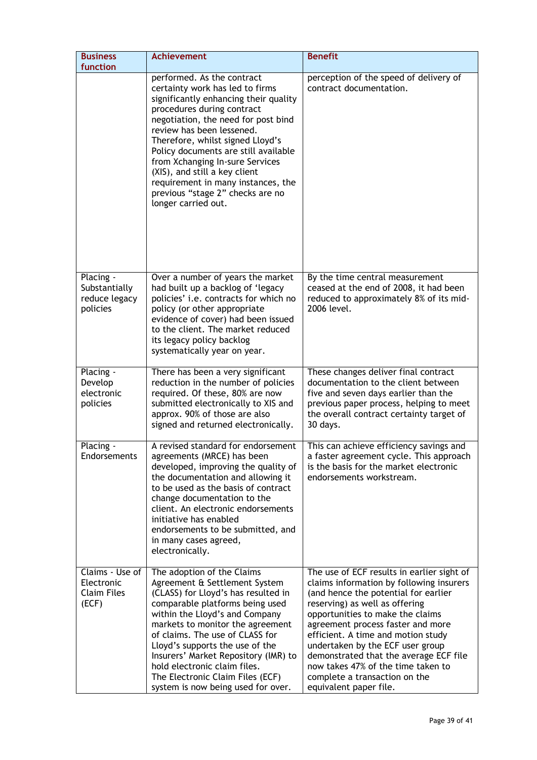| Business function | Achievement | Benefit |
| --- | --- | --- |
| | performed. As the contract certainty work has led to firms significantly enhancing their quality procedures during contract negotiation, the need for post bind review has been lessened. Therefore, whilst signed Lloyd's Policy documents are still available from Xchanging In-sure Services (XIS), and still a key client requirement in many instances, the previous "stage 2" checks are no longer carried out. | perception of the speed of delivery of contract documentation. |
| Placing - Substantially reduce legacy policies | Over a number of years the market had built up a backlog of 'legacy policies' i.e. contracts for which no policy (or other appropriate evidence of cover) had been issued to the client. The market reduced its legacy policy backlog systematically year on year. | By the time central measurement ceased at the end of 2008, it had been reduced to approximately 8% of its mid-2006 level. |
| Placing - Develop electronic policies | There has been a very significant reduction in the number of policies required. Of these, 80% are now submitted electronically to XIS and approx. 90% of those are also signed and returned electronically. | These changes deliver final contract documentation to the client between five and seven days earlier than the previous paper process, helping to meet the overall contract certainty target of 30 days. |
| Placing - Endorsements | A revised standard for endorsement agreements (MRCE) has been developed, improving the quality of the documentation and allowing it to be used as the basis of contract change documentation to the client. An electronic endorsements initiative has enabled endorsements to be submitted, and in many cases agreed, electronically. | This can achieve efficiency savings and a faster agreement cycle. This approach is the basis for the market electronic endorsements workstream. |
| Claims - Use of Electronic Claim Files (ECF) | The adoption of the Claims Agreement & Settlement System (CLASS) for Lloyd's has resulted in comparable platforms being used within the Lloyd's and Company markets to monitor the agreement of claims. The use of CLASS for Lloyd's supports the use of the Insurers' Market Repository (IMR) to hold electronic claim files. The Electronic Claim Files (ECF) system is now being used for over. | The use of ECF results in earlier sight of claims information by following insurers (and hence the potential for earlier reserving) as well as offering opportunities to make the claims agreement process faster and more efficient. A time and motion study undertaken by the ECF user group demonstrated that the average ECF file now takes 47% of the time taken to complete a transaction on the equivalent paper file. |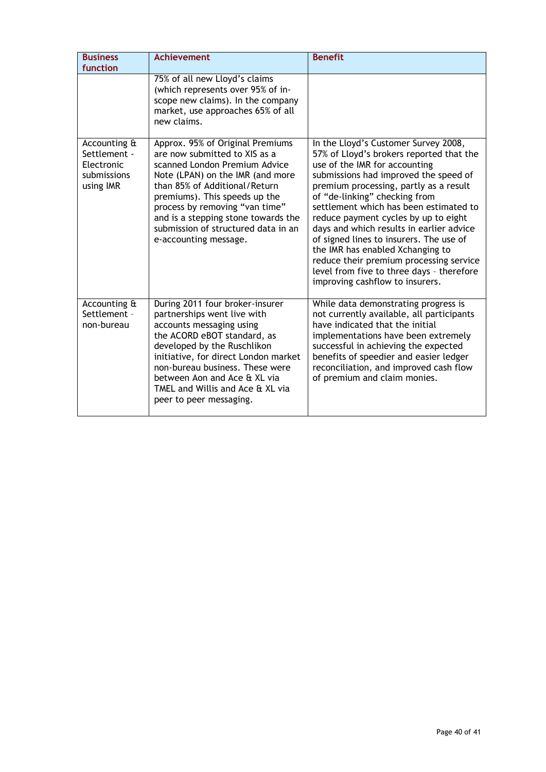| Business function | Achievement | Benefit |
|---|---|---|
| | 75% of all new Lloyd's claims (which represents over 95% of in-scope new claims). In the company market, use approaches 65% of all new claims. | |
| Accounting & Settlement - Electronic submissions using IMR | Approx. 95% of Original Premiums are now submitted to XIS as a scanned London Premium Advice Note (LPAN) on the IMR (and more than 85% of Additional/Return premiums). This speeds up the process by removing "van time" and is a stepping stone towards the submission of structured data in an e-accounting message. | In the Lloyd's Customer Survey 2008, 57% of Lloyd's brokers reported that the use of the IMR for accounting submissions had improved the speed of premium processing, partly as a result of "de-linking" checking from settlement which has been estimated to reduce payment cycles by up to eight days and which results in earlier advice of signed lines to insurers. The use of the IMR has enabled Xchanging to reduce their premium processing service level from five to three days - therefore improving cashflow to insurers. |
| Accounting & Settlement - non-bureau | During 2011 four broker-insurer partnerships went live with accounts messaging using the ACORD eBOT standard, as developed by the Ruschlikon initiative, for direct London market non-bureau business. These were between Aon and Ace & XL via TMEL and Willis and Ace & XL via peer to peer messaging. | While data demonstrating progress is not currently available, all participants have indicated that the initial implementations have been extremely successful in achieving the expected benefits of speedier and easier ledger reconciliation, and improved cash flow of premium and claim monies. |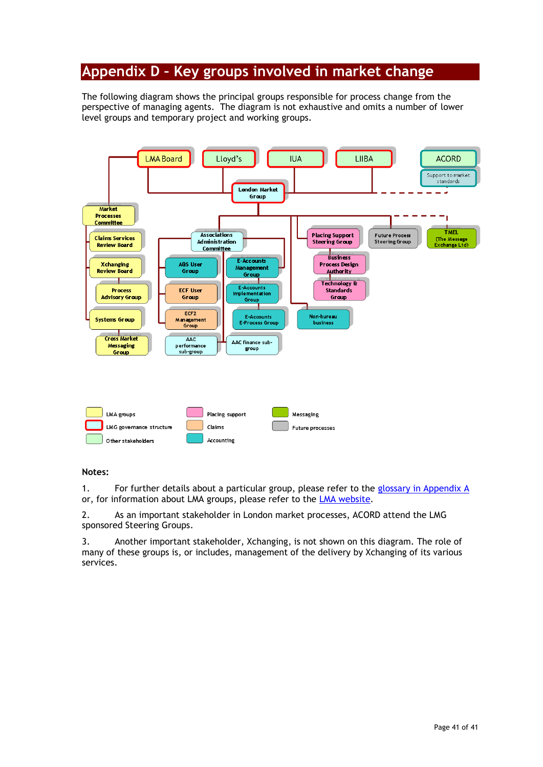# Appendix D - Key groups involved in market change

The following diagram shows the principal groups responsible for process change from the perspective of managing agents. The diagram is not exhaustive and omits a number of lower level groups and temporary project and working groups.

LMA Board
Lloyd's
IUA
LIIBA
ACORD
Support to market standards
London Market Group
Market Processes Committee
Claims Services Review Board
Xchanging Review Board
Process Advisory Group
Systems Group
Cross Market Messaging Group
Associations Administration Committee
A&S User Group
ECF User Group
ECF2 Management Group
AAC performance sub-group
E-Accounts Management Group
E-Accounts Implementation Group
E-Accounts E-Process Group
AAC finance sub-group
Placing Support Steering Group
Business Process Design Authority
Technology & Standards Group
Non-bureau business
Future Process Steering Group
TMEL (The Message Exchange Ltd)

LMA groups
LMG governance structure
Other stakeholders
Placing support
Claims
Accounting
Messaging
Future processes

**Notes:**

1. For further details about a particular group, please refer to the glossary in Appendix A or, for information about LMA groups, please refer to the LMA website.

2. As an important stakeholder in London market processes, ACORD attend the LMG sponsored Steering Groups.

3. Another important stakeholder, Xchanging, is not shown on this diagram. The role of many of these groups is, or includes, management of the delivery by Xchanging of its various services.